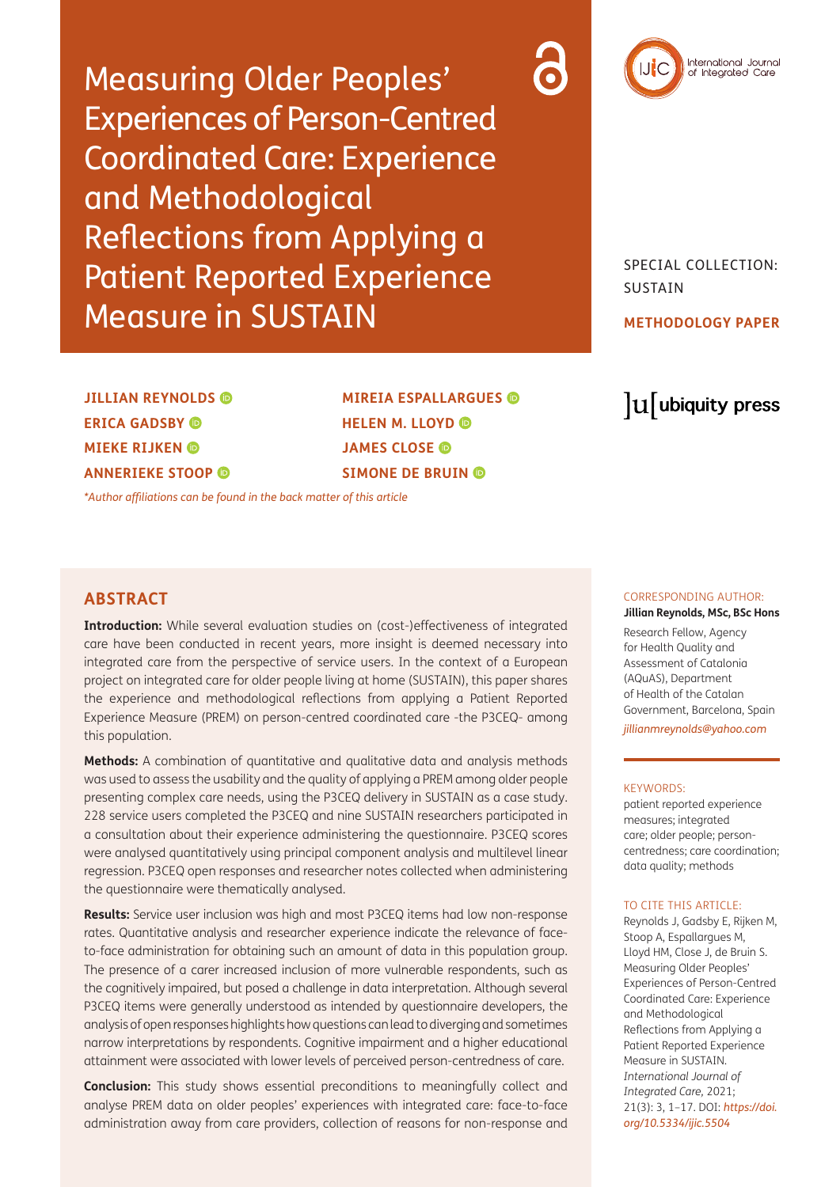# Measuring Older Peoples' Experiences of Person-Centred Coordinated Care: Experience and Methodological Reflections from Applying a Patient Reported Experience Measure in SUSTAIN

SPECIAL COLLECTION: SUSTAIN

**METHODOLOGY PAPER**

**JILLIAN REYNOLDS**
**ERICA GADSBY**
**MIEKE RIJKEN**
**ANNERIEKE STOOP**
**MIREIA ESPALLARGUES**
**HELEN M. LLOYD**
**JAMES CLOSE**
**SIMONE DE BRUIN**

*\*Author affiliations can be found in the back matter of this article*

## ABSTRACT

**Introduction:** While several evaluation studies on (cost-)effectiveness of integrated care have been conducted in recent years, more insight is deemed necessary into integrated care from the perspective of service users. In the context of a European project on integrated care for older people living at home (SUSTAIN), this paper shares the experience and methodological reflections from applying a Patient Reported Experience Measure (PREM) on person-centred coordinated care -the P3CEQ- among this population.

**Methods:** A combination of quantitative and qualitative data and analysis methods was used to assess the usability and the quality of applying a PREM among older people presenting complex care needs, using the P3CEQ delivery in SUSTAIN as a case study. 228 service users completed the P3CEQ and nine SUSTAIN researchers participated in a consultation about their experience administering the questionnaire. P3CEQ scores were analysed quantitatively using principal component analysis and multilevel linear regression. P3CEQ open responses and researcher notes collected when administering the questionnaire were thematically analysed.

**Results:** Service user inclusion was high and most P3CEQ items had low non-response rates. Quantitative analysis and researcher experience indicate the relevance of face-to-face administration for obtaining such an amount of data in this population group. The presence of a carer increased inclusion of more vulnerable respondents, such as the cognitively impaired, but posed a challenge in data interpretation. Although several P3CEQ items were generally understood as intended by questionnaire developers, the analysis of open responses highlights how questions can lead to diverging and sometimes narrow interpretations by respondents. Cognitive impairment and a higher educational attainment were associated with lower levels of perceived person-centredness of care.

**Conclusion:** This study shows essential preconditions to meaningfully collect and analyse PREM data on older peoples' experiences with integrated care: face-to-face administration away from care providers, collection of reasons for non-response and

CORRESPONDING AUTHOR:
**Jillian Reynolds, MSc, BSc Hons**
Research Fellow, Agency for Health Quality and Assessment of Catalonia (AQuAS), Department of Health of the Catalan Government, Barcelona, Spain
*jillianmreynolds@yahoo.com*

KEYWORDS:
patient reported experience measures; integrated care; older people; person-centredness; care coordination; data quality; methods

TO CITE THIS ARTICLE:
Reynolds J, Gadsby E, Rijken M, Stoop A, Espallargues M, Lloyd HM, Close J, de Bruin S. Measuring Older Peoples' Experiences of Person-Centred Coordinated Care: Experience and Methodological Reflections from Applying a Patient Reported Experience Measure in SUSTAIN. *International Journal of Integrated Care,* 2021; 21(3): 3, 1–17. DOI: *https://doi.org/10.5334/ijic.5504*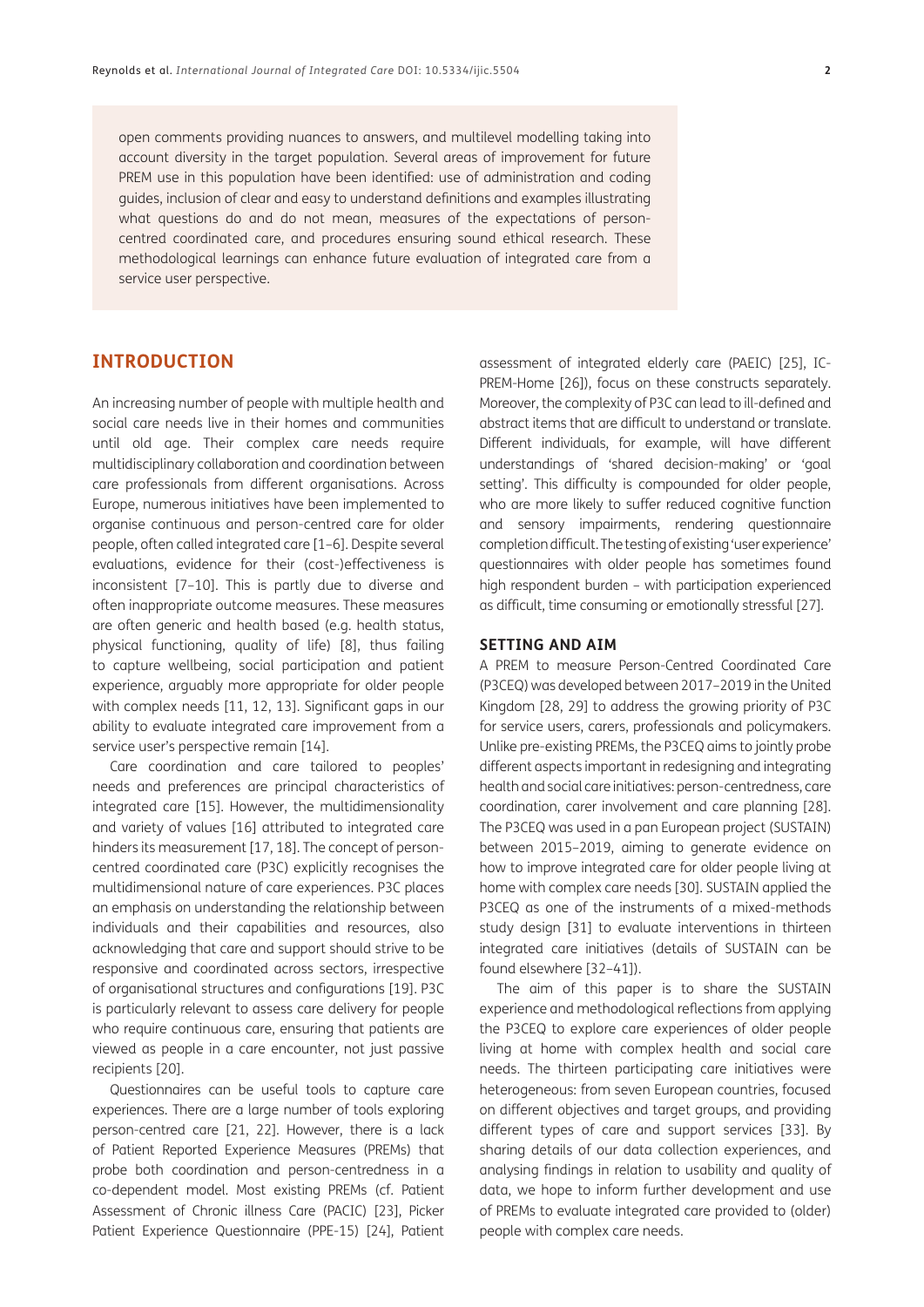open comments providing nuances to answers, and multilevel modelling taking into account diversity in the target population. Several areas of improvement for future PREM use in this population have been identified: use of administration and coding guides, inclusion of clear and easy to understand definitions and examples illustrating what questions do and do not mean, measures of the expectations of person-centred coordinated care, and procedures ensuring sound ethical research. These methodological learnings can enhance future evaluation of integrated care from a service user perspective.

## INTRODUCTION

An increasing number of people with multiple health and social care needs live in their homes and communities until old age. Their complex care needs require multidisciplinary collaboration and coordination between care professionals from different organisations. Across Europe, numerous initiatives have been implemented to organise continuous and person-centred care for older people, often called integrated care [1–6]. Despite several evaluations, evidence for their (cost-)effectiveness is inconsistent [7–10]. This is partly due to diverse and often inappropriate outcome measures. These measures are often generic and health based (e.g. health status, physical functioning, quality of life) [8], thus failing to capture wellbeing, social participation and patient experience, arguably more appropriate for older people with complex needs [11, 12, 13]. Significant gaps in our ability to evaluate integrated care improvement from a service user's perspective remain [14].

Care coordination and care tailored to peoples' needs and preferences are principal characteristics of integrated care [15]. However, the multidimensionality and variety of values [16] attributed to integrated care hinders its measurement [17, 18]. The concept of person-centred coordinated care (P3C) explicitly recognises the multidimensional nature of care experiences. P3C places an emphasis on understanding the relationship between individuals and their capabilities and resources, also acknowledging that care and support should strive to be responsive and coordinated across sectors, irrespective of organisational structures and configurations [19]. P3C is particularly relevant to assess care delivery for people who require continuous care, ensuring that patients are viewed as people in a care encounter, not just passive recipients [20].

Questionnaires can be useful tools to capture care experiences. There are a large number of tools exploring person-centred care [21, 22]. However, there is a lack of Patient Reported Experience Measures (PREMs) that probe both coordination and person-centredness in a co-dependent model. Most existing PREMs (cf. Patient Assessment of Chronic illness Care (PACIC) [23], Picker Patient Experience Questionnaire (PPE-15) [24], Patient assessment of integrated elderly care (PAEIC) [25], IC-PREM-Home [26]), focus on these constructs separately. Moreover, the complexity of P3C can lead to ill-defined and abstract items that are difficult to understand or translate. Different individuals, for example, will have different understandings of 'shared decision-making' or 'goal setting'. This difficulty is compounded for older people, who are more likely to suffer reduced cognitive function and sensory impairments, rendering questionnaire completion difficult. The testing of existing 'user experience' questionnaires with older people has sometimes found high respondent burden – with participation experienced as difficult, time consuming or emotionally stressful [27].

### SETTING AND AIM

A PREM to measure Person-Centred Coordinated Care (P3CEQ) was developed between 2017–2019 in the United Kingdom [28, 29] to address the growing priority of P3C for service users, carers, professionals and policymakers. Unlike pre-existing PREMs, the P3CEQ aims to jointly probe different aspects important in redesigning and integrating health and social care initiatives: person-centredness, care coordination, carer involvement and care planning [28]. The P3CEQ was used in a pan European project (SUSTAIN) between 2015–2019, aiming to generate evidence on how to improve integrated care for older people living at home with complex care needs [30]. SUSTAIN applied the P3CEQ as one of the instruments of a mixed-methods study design [31] to evaluate interventions in thirteen integrated care initiatives (details of SUSTAIN can be found elsewhere [32–41]).

The aim of this paper is to share the SUSTAIN experience and methodological reflections from applying the P3CEQ to explore care experiences of older people living at home with complex health and social care needs. The thirteen participating care initiatives were heterogeneous: from seven European countries, focused on different objectives and target groups, and providing different types of care and support services [33]. By sharing details of our data collection experiences, and analysing findings in relation to usability and quality of data, we hope to inform further development and use of PREMs to evaluate integrated care provided to (older) people with complex care needs.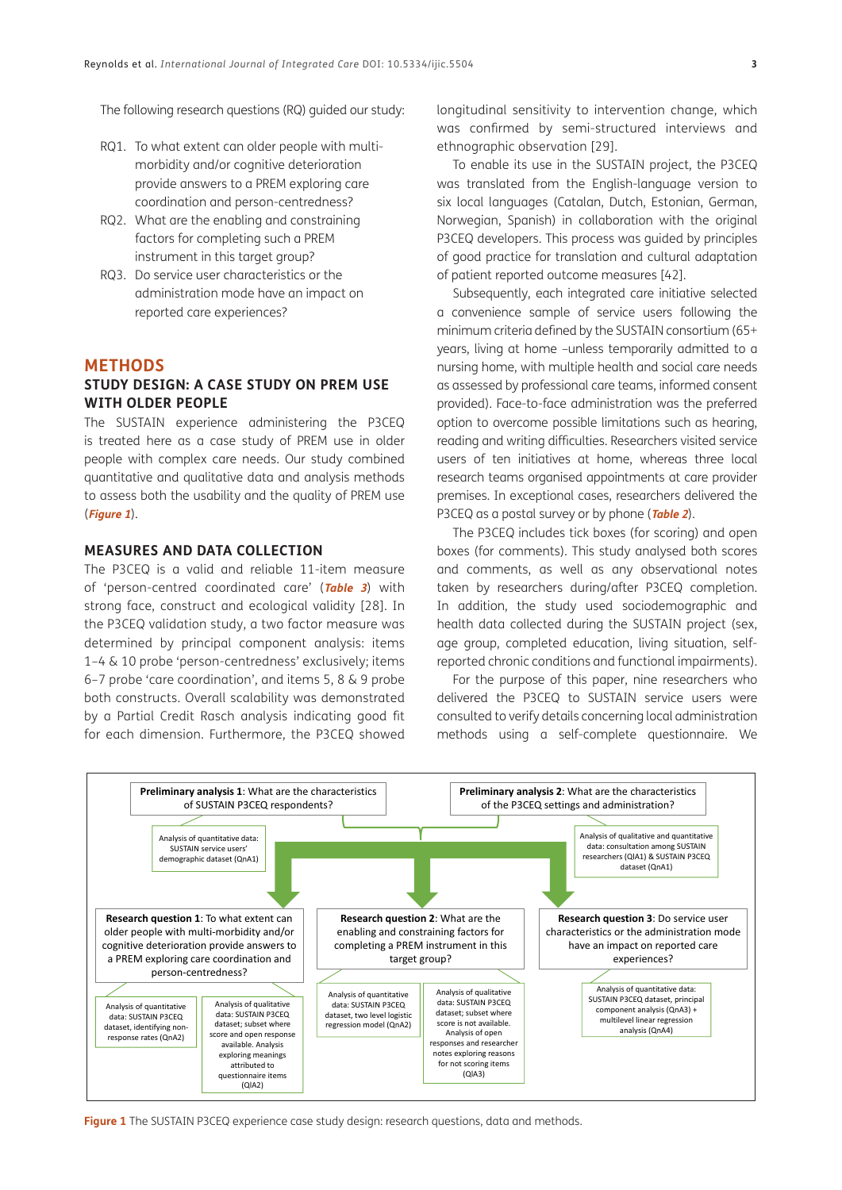The following research questions (RQ) guided our study:

- RQ1. To what extent can older people with multi-morbidity and/or cognitive deterioration provide answers to a PREM exploring care coordination and person-centredness?
- RQ2. What are the enabling and constraining factors for completing such a PREM instrument in this target group?
- RQ3. Do service user characteristics or the administration mode have an impact on reported care experiences?

# METHODS

## STUDY DESIGN: A CASE STUDY ON PREM USE WITH OLDER PEOPLE

The SUSTAIN experience administering the P3CEQ is treated here as a case study of PREM use in older people with complex care needs. Our study combined quantitative and qualitative data and analysis methods to assess both the usability and the quality of PREM use (***Figure 1***).

## MEASURES AND DATA COLLECTION

The P3CEQ is a valid and reliable 11-item measure of 'person-centred coordinated care' (***Table 3***) with strong face, construct and ecological validity [28]. In the P3CEQ validation study, a two factor measure was determined by principal component analysis: items 1–4 & 10 probe 'person-centredness' exclusively; items 6–7 probe 'care coordination', and items 5, 8 & 9 probe both constructs. Overall scalability was demonstrated by a Partial Credit Rasch analysis indicating good fit for each dimension. Furthermore, the P3CEQ showed longitudinal sensitivity to intervention change, which was confirmed by semi-structured interviews and ethnographic observation [29].

To enable its use in the SUSTAIN project, the P3CEQ was translated from the English-language version to six local languages (Catalan, Dutch, Estonian, German, Norwegian, Spanish) in collaboration with the original P3CEQ developers. This process was guided by principles of good practice for translation and cultural adaptation of patient reported outcome measures [42].

Subsequently, each integrated care initiative selected a convenience sample of service users following the minimum criteria defined by the SUSTAIN consortium (65+ years, living at home –unless temporarily admitted to a nursing home, with multiple health and social care needs as assessed by professional care teams, informed consent provided). Face-to-face administration was the preferred option to overcome possible limitations such as hearing, reading and writing difficulties. Researchers visited service users of ten initiatives at home, whereas three local research teams organised appointments at care provider premises. In exceptional cases, researchers delivered the P3CEQ as a postal survey or by phone (***Table 2***).

The P3CEQ includes tick boxes (for scoring) and open boxes (for comments). This study analysed both scores and comments, as well as any observational notes taken by researchers during/after P3CEQ completion. In addition, the study used sociodemographic and health data collected during the SUSTAIN project (sex, age group, completed education, living situation, self-reported chronic conditions and functional impairments).

For the purpose of this paper, nine researchers who delivered the P3CEQ to SUSTAIN service users were consulted to verify details concerning local administration methods using a self-complete questionnaire. We

**Preliminary analysis 1**: What are the characteristics of SUSTAIN P3CEQ respondents?

- Analysis of quantitative data: SUSTAIN service users' demographic dataset (QnA1)

**Preliminary analysis 2**: What are the characteristics of the P3CEQ settings and administration?

- Analysis of qualitative and quantitative data: consultation among SUSTAIN researchers (QlA1) & SUSTAIN P3CEQ dataset (QnA1)

**Research question 1**: To what extent can older people with multi-morbidity and/or cognitive deterioration provide answers to a PREM exploring care coordination and person-centredness?

- Analysis of quantitative data: SUSTAIN P3CEQ dataset, identifying non-response rates (QnA2)
- Analysis of qualitative data: SUSTAIN P3CEQ dataset; subset where score and open response available. Analysis exploring meanings attributed to questionnaire items (QlA2)

**Research question 2**: What are the enabling and constraining factors for completing a PREM instrument in this target group?

- Analysis of quantitative data: SUSTAIN P3CEQ dataset, two level logistic regression model (QnA2)
- Analysis of qualitative data: SUSTAIN P3CEQ dataset; subset where score is not available. Analysis of open responses and researcher notes exploring reasons for not scoring items (QlA3)

**Research question 3**: Do service user characteristics or the administration mode have an impact on reported care experiences?

- Analysis of quantitative data: SUSTAIN P3CEQ dataset, principal component analysis (QnA3) + multilevel linear regression analysis (QnA4)

**Figure 1** The SUSTAIN P3CEQ experience case study design: research questions, data and methods.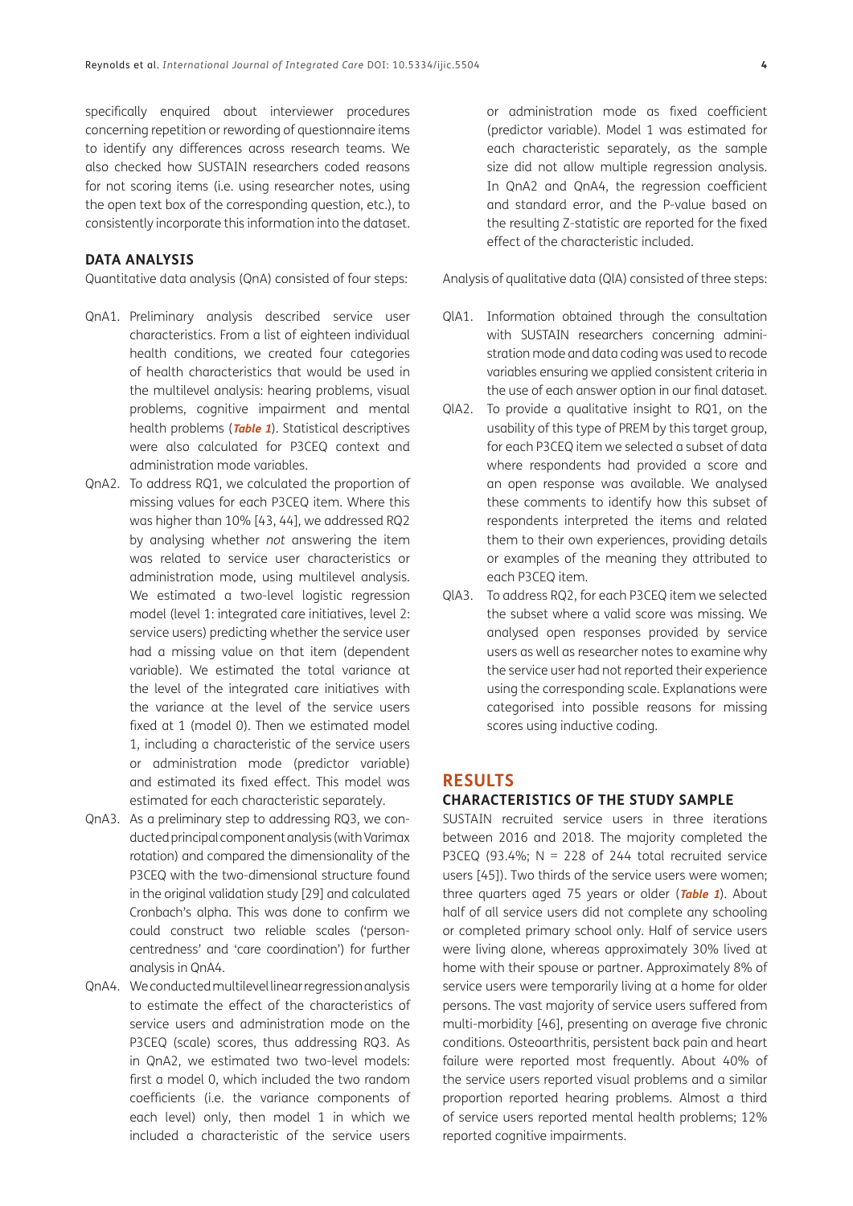specifically enquired about interviewer procedures concerning repetition or rewording of questionnaire items to identify any differences across research teams. We also checked how SUSTAIN researchers coded reasons for not scoring items (i.e. using researcher notes, using the open text box of the corresponding question, etc.), to consistently incorporate this information into the dataset.

### DATA ANALYSIS

Quantitative data analysis (QnA) consisted of four steps:

- QnA1. Preliminary analysis described service user characteristics. From a list of eighteen individual health conditions, we created four categories of health characteristics that would be used in the multilevel analysis: hearing problems, visual problems, cognitive impairment and mental health problems (***Table 1***). Statistical descriptives were also calculated for P3CEQ context and administration mode variables.
- QnA2. To address RQ1, we calculated the proportion of missing values for each P3CEQ item. Where this was higher than 10% [43, 44], we addressed RQ2 by analysing whether *not* answering the item was related to service user characteristics or administration mode, using multilevel analysis. We estimated a two-level logistic regression model (level 1: integrated care initiatives, level 2: service users) predicting whether the service user had a missing value on that item (dependent variable). We estimated the total variance at the level of the integrated care initiatives with the variance at the level of the service users fixed at 1 (model 0). Then we estimated model 1, including a characteristic of the service users or administration mode (predictor variable) and estimated its fixed effect. This model was estimated for each characteristic separately.
- QnA3. As a preliminary step to addressing RQ3, we conducted principal component analysis (with Varimax rotation) and compared the dimensionality of the P3CEQ with the two-dimensional structure found in the original validation study [29] and calculated Cronbach's alpha. This was done to confirm we could construct two reliable scales ('person-centredness' and 'care coordination') for further analysis in QnA4.
- QnA4. We conducted multilevel linear regression analysis to estimate the effect of the characteristics of service users and administration mode on the P3CEQ (scale) scores, thus addressing RQ3. As in QnA2, we estimated two two-level models: first a model 0, which included the two random coefficients (i.e. the variance components of each level) only, then model 1 in which we included a characteristic of the service users or administration mode as fixed coefficient (predictor variable). Model 1 was estimated for each characteristic separately, as the sample size did not allow multiple regression analysis. In QnA2 and QnA4, the regression coefficient and standard error, and the P-value based on the resulting Z-statistic are reported for the fixed effect of the characteristic included.

Analysis of qualitative data (QlA) consisted of three steps:

- QlA1. Information obtained through the consultation with SUSTAIN researchers concerning administration mode and data coding was used to recode variables ensuring we applied consistent criteria in the use of each answer option in our final dataset.
- QlA2. To provide a qualitative insight to RQ1, on the usability of this type of PREM by this target group, for each P3CEQ item we selected a subset of data where respondents had provided a score and an open response was available. We analysed these comments to identify how this subset of respondents interpreted the items and related them to their own experiences, providing details or examples of the meaning they attributed to each P3CEQ item.
- QlA3. To address RQ2, for each P3CEQ item we selected the subset where a valid score was missing. We analysed open responses provided by service users as well as researcher notes to examine why the service user had not reported their experience using the corresponding scale. Explanations were categorised into possible reasons for missing scores using inductive coding.

## RESULTS

### CHARACTERISTICS OF THE STUDY SAMPLE

SUSTAIN recruited service users in three iterations between 2016 and 2018. The majority completed the P3CEQ (93.4%; N = 228 of 244 total recruited service users [45]). Two thirds of the service users were women; three quarters aged 75 years or older (***Table 1***). About half of all service users did not complete any schooling or completed primary school only. Half of service users were living alone, whereas approximately 30% lived at home with their spouse or partner. Approximately 8% of service users were temporarily living at a home for older persons. The vast majority of service users suffered from multi-morbidity [46], presenting on average five chronic conditions. Osteoarthritis, persistent back pain and heart failure were reported most frequently. About 40% of the service users reported visual problems and a similar proportion reported hearing problems. Almost a third of service users reported mental health problems; 12% reported cognitive impairments.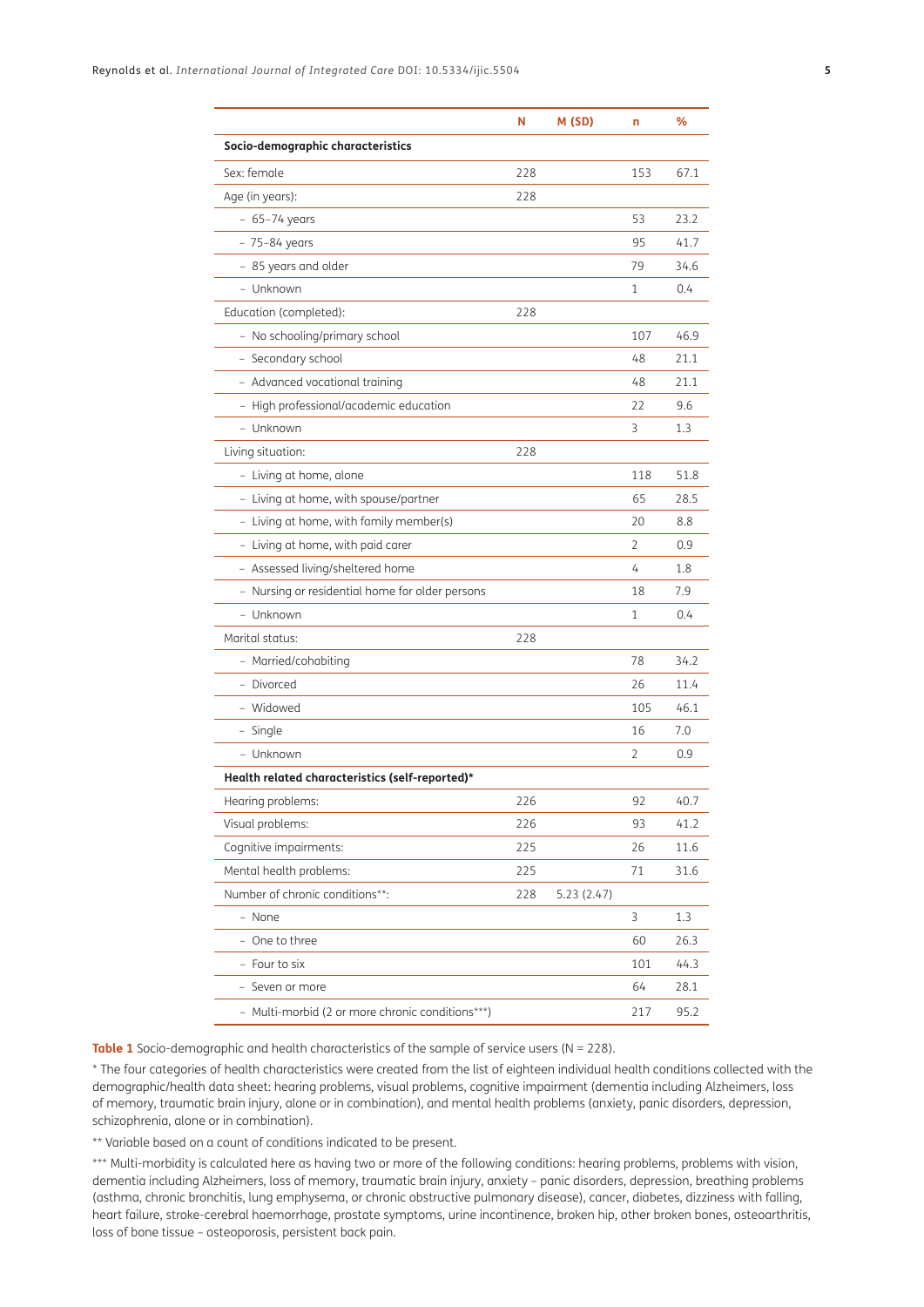| | N | M (SD) | n | % |
|---|---|---|---|---|
| **Socio-demographic characteristics** | | | | |
| Sex: female | 228 | | 153 | 67.1 |
| Age (in years): | 228 | | | |
| – 65–74 years | | | 53 | 23.2 |
| – 75–84 years | | | 95 | 41.7 |
| – 85 years and older | | | 79 | 34.6 |
| – Unknown | | | 1 | 0.4 |
| Education (completed): | 228 | | | |
| – No schooling/primary school | | | 107 | 46.9 |
| – Secondary school | | | 48 | 21.1 |
| – Advanced vocational training | | | 48 | 21.1 |
| – High professional/academic education | | | 22 | 9.6 |
| – Unknown | | | 3 | 1.3 |
| Living situation: | 228 | | | |
| – Living at home, alone | | | 118 | 51.8 |
| – Living at home, with spouse/partner | | | 65 | 28.5 |
| – Living at home, with family member(s) | | | 20 | 8.8 |
| – Living at home, with paid carer | | | 2 | 0.9 |
| – Assessed living/sheltered home | | | 4 | 1.8 |
| – Nursing or residential home for older persons | | | 18 | 7.9 |
| – Unknown | | | 1 | 0.4 |
| Marital status: | 228 | | | |
| – Married/cohabiting | | | 78 | 34.2 |
| – Divorced | | | 26 | 11.4 |
| – Widowed | | | 105 | 46.1 |
| – Single | | | 16 | 7.0 |
| – Unknown | | | 2 | 0.9 |
| **Health related characteristics (self-reported)*** | | | | |
| Hearing problems: | 226 | | 92 | 40.7 |
| Visual problems: | 226 | | 93 | 41.2 |
| Cognitive impairments: | 225 | | 26 | 11.6 |
| Mental health problems: | 225 | | 71 | 31.6 |
| Number of chronic conditions**: | 228 | 5.23 (2.47) | | |
| – None | | | 3 | 1.3 |
| – One to three | | | 60 | 26.3 |
| – Four to six | | | 101 | 44.3 |
| – Seven or more | | | 64 | 28.1 |
| – Multi-morbid (2 or more chronic conditions***) | | | 217 | 95.2 |

**Table 1** Socio-demographic and health characteristics of the sample of service users (N = 228).

* The four categories of health characteristics were created from the list of eighteen individual health conditions collected with the demographic/health data sheet: hearing problems, visual problems, cognitive impairment (dementia including Alzheimers, loss of memory, traumatic brain injury, alone or in combination), and mental health problems (anxiety, panic disorders, depression, schizophrenia, alone or in combination).

** Variable based on a count of conditions indicated to be present.

*** Multi-morbidity is calculated here as having two or more of the following conditions: hearing problems, problems with vision, dementia including Alzheimers, loss of memory, traumatic brain injury, anxiety – panic disorders, depression, breathing problems (asthma, chronic bronchitis, lung emphysema, or chronic obstructive pulmonary disease), cancer, diabetes, dizziness with falling, heart failure, stroke-cerebral haemorrhage, prostate symptoms, urine incontinence, broken hip, other broken bones, osteoarthritis, loss of bone tissue – osteoporosis, persistent back pain.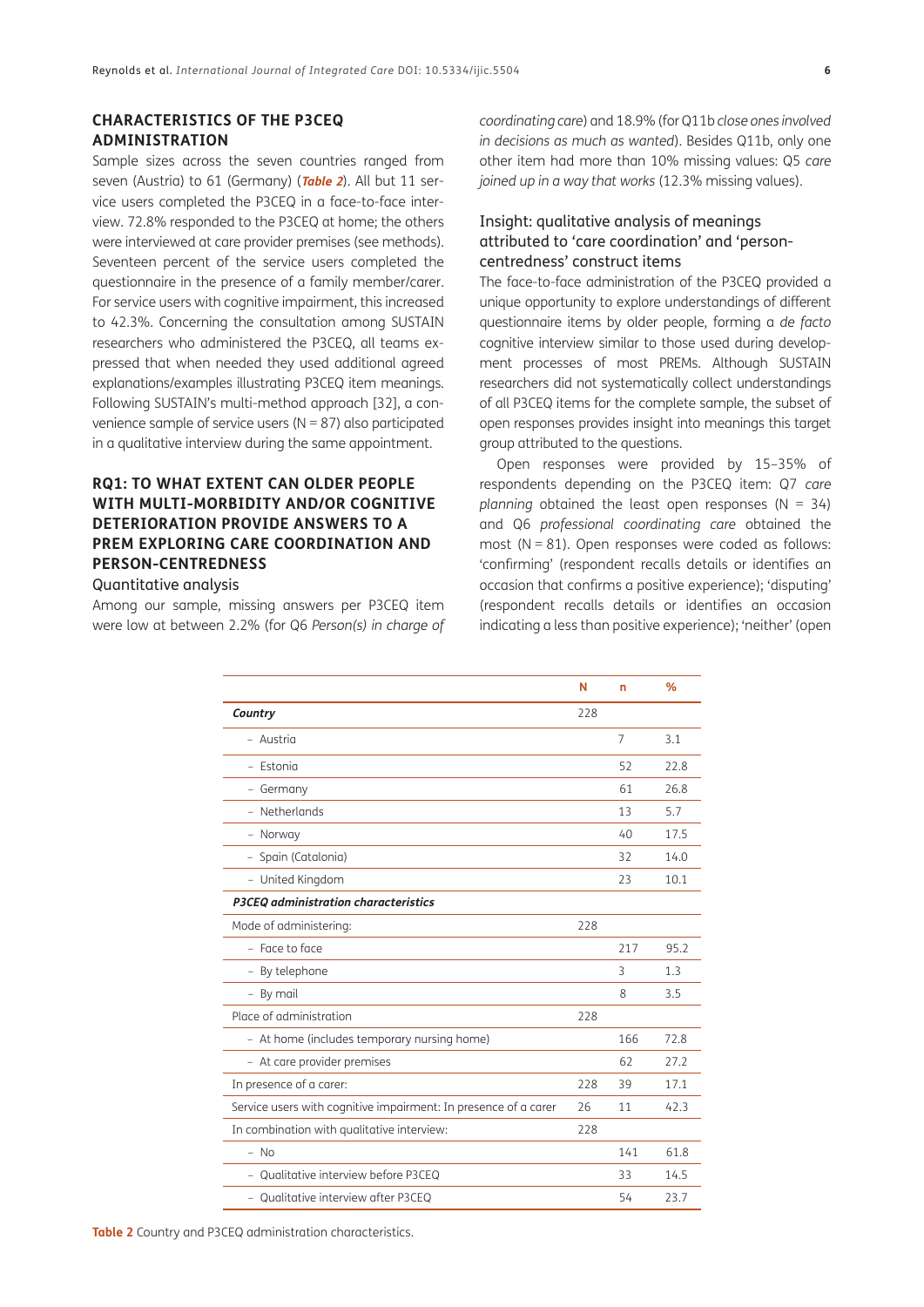## CHARACTERISTICS OF THE P3CEQ ADMINISTRATION

Sample sizes across the seven countries ranged from seven (Austria) to 61 (Germany) (***Table 2***). All but 11 service users completed the P3CEQ in a face-to-face interview. 72.8% responded to the P3CEQ at home; the others were interviewed at care provider premises (see methods). Seventeen percent of the service users completed the questionnaire in the presence of a family member/carer. For service users with cognitive impairment, this increased to 42.3%. Concerning the consultation among SUSTAIN researchers who administered the P3CEQ, all teams expressed that when needed they used additional agreed explanations/examples illustrating P3CEQ item meanings. Following SUSTAIN's multi-method approach [32], a convenience sample of service users (N = 87) also participated in a qualitative interview during the same appointment.

## RQ1: TO WHAT EXTENT CAN OLDER PEOPLE WITH MULTI-MORBIDITY AND/OR COGNITIVE DETERIORATION PROVIDE ANSWERS TO A PREM EXPLORING CARE COORDINATION AND PERSON-CENTREDNESS

### Quantitative analysis

Among our sample, missing answers per P3CEQ item were low at between 2.2% (for Q6 *Person(s) in charge of coordinating care*) and 18.9% (for Q11b *close ones involved in decisions as much as wanted*). Besides Q11b, only one other item had more than 10% missing values: Q5 *care joined up in a way that works* (12.3% missing values).

### Insight: qualitative analysis of meanings attributed to 'care coordination' and 'person-centredness' construct items

The face-to-face administration of the P3CEQ provided a unique opportunity to explore understandings of different questionnaire items by older people, forming a *de facto* cognitive interview similar to those used during development processes of most PREMs. Although SUSTAIN researchers did not systematically collect understandings of all P3CEQ items for the complete sample, the subset of open responses provides insight into meanings this target group attributed to the questions.

Open responses were provided by 15–35% of respondents depending on the P3CEQ item: Q7 *care planning* obtained the least open responses (N = 34) and Q6 *professional coordinating care* obtained the most (N = 81). Open responses were coded as follows: 'confirming' (respondent recalls details or identifies an occasion that confirms a positive experience); 'disputing' (respondent recalls details or identifies an occasion indicating a less than positive experience); 'neither' (open

| | N | n | % |
|---|---|---|---|
| ***Country*** | 228 | | |
| – Austria | | 7 | 3.1 |
| – Estonia | | 52 | 22.8 |
| – Germany | | 61 | 26.8 |
| – Netherlands | | 13 | 5.7 |
| – Norway | | 40 | 17.5 |
| – Spain (Catalonia) | | 32 | 14.0 |
| – United Kingdom | | 23 | 10.1 |
| ***P3CEQ administration characteristics*** | | | |
| Mode of administering: | 228 | | |
| – Face to face | | 217 | 95.2 |
| – By telephone | | 3 | 1.3 |
| – By mail | | 8 | 3.5 |
| Place of administration | 228 | | |
| – At home (includes temporary nursing home) | | 166 | 72.8 |
| – At care provider premises | | 62 | 27.2 |
| In presence of a carer: | 228 | 39 | 17.1 |
| Service users with cognitive impairment: In presence of a carer | 26 | 11 | 42.3 |
| In combination with qualitative interview: | 228 | | |
| – No | | 141 | 61.8 |
| – Qualitative interview before P3CEQ | | 33 | 14.5 |
| – Qualitative interview after P3CEQ | | 54 | 23.7 |

**Table 2** Country and P3CEQ administration characteristics.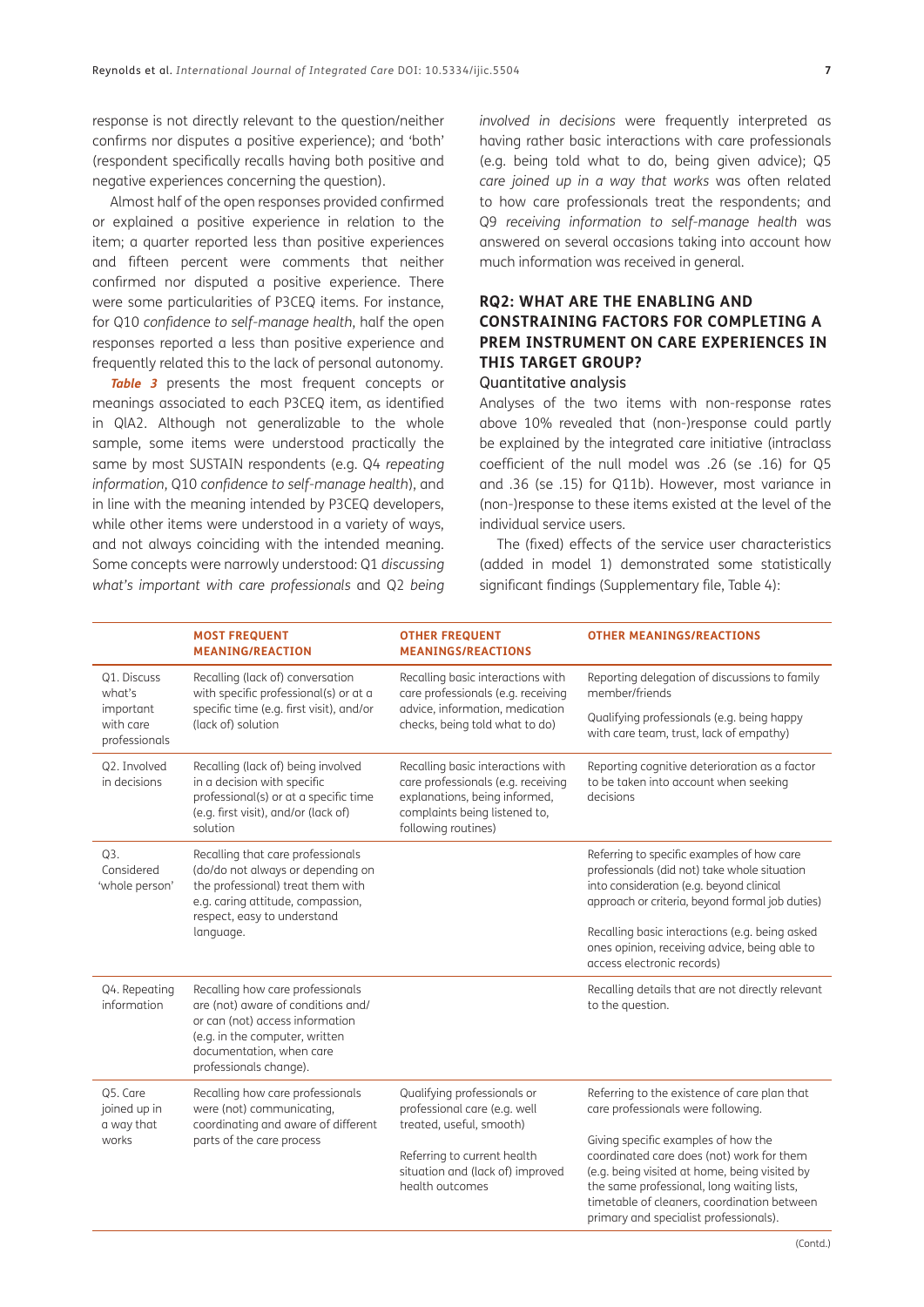response is not directly relevant to the question/neither confirms nor disputes a positive experience); and 'both' (respondent specifically recalls having both positive and negative experiences concerning the question).

Almost half of the open responses provided confirmed or explained a positive experience in relation to the item; a quarter reported less than positive experiences and fifteen percent were comments that neither confirmed nor disputed a positive experience. There were some particularities of P3CEQ items. For instance, for Q10 *confidence to self-manage health*, half the open responses reported a less than positive experience and frequently related this to the lack of personal autonomy.

**Table 3** presents the most frequent concepts or meanings associated to each P3CEQ item, as identified in QIA2. Although not generalizable to the whole sample, some items were understood practically the same by most SUSTAIN respondents (e.g. Q4 *repeating information*, Q10 *confidence to self-manage health*), and in line with the meaning intended by P3CEQ developers, while other items were understood in a variety of ways, and not always coinciding with the intended meaning. Some concepts were narrowly understood: Q1 *discussing what's important with care professionals* and Q2 *being involved in decisions* were frequently interpreted as having rather basic interactions with care professionals (e.g. being told what to do, being given advice); Q5 *care joined up in a way that works* was often related to how care professionals treat the respondents; and Q9 *receiving information to self-manage health* was answered on several occasions taking into account how much information was received in general.

## RQ2: WHAT ARE THE ENABLING AND CONSTRAINING FACTORS FOR COMPLETING A PREM INSTRUMENT ON CARE EXPERIENCES IN THIS TARGET GROUP?

### Quantitative analysis

Analyses of the two items with non-response rates above 10% revealed that (non-)response could partly be explained by the integrated care initiative (intraclass coefficient of the null model was .26 (se .16) for Q5 and .36 (se .15) for Q11b). However, most variance in (non-)response to these items existed at the level of the individual service users.

The (fixed) effects of the service user characteristics (added in model 1) demonstrated some statistically significant findings (Supplementary file, Table 4):

| | MOST FREQUENT MEANING/REACTION | OTHER FREQUENT MEANINGS/REACTIONS | OTHER MEANINGS/REACTIONS |
|---|---|---|---|
| Q1. Discuss what's important with care professionals | Recalling (lack of) conversation with specific professional(s) or at a specific time (e.g. first visit), and/or (lack of) solution | Recalling basic interactions with care professionals (e.g. receiving advice, information, medication checks, being told what to do) | Reporting delegation of discussions to family member/friends<br><br>Qualifying professionals (e.g. being happy with care team, trust, lack of empathy) |
| Q2. Involved in decisions | Recalling (lack of) being involved in a decision with specific professional(s) or at a specific time (e.g. first visit), and/or (lack of) solution | Recalling basic interactions with care professionals (e.g. receiving explanations, being informed, complaints being listened to, following routines) | Reporting cognitive deterioration as a factor to be taken into account when seeking decisions |
| Q3. Considered 'whole person' | Recalling that care professionals (do/do not always or depending on the professional) treat them with e.g. caring attitude, compassion, respect, easy to understand language. | | Referring to specific examples of how care professionals (did not) take whole situation into consideration (e.g. beyond clinical approach or criteria, beyond formal job duties)<br><br>Recalling basic interactions (e.g. being asked ones opinion, receiving advice, being able to access electronic records) |
| Q4. Repeating information | Recalling how care professionals are (not) aware of conditions and/or can (not) access information (e.g. in the computer, written documentation, when care professionals change). | | Recalling details that are not directly relevant to the question. |
| Q5. Care joined up in a way that works | Recalling how care professionals were (not) communicating, coordinating and aware of different parts of the care process | Qualifying professionals or professional care (e.g. well treated, useful, smooth)<br><br>Referring to current health situation and (lack of) improved health outcomes | Referring to the existence of care plan that care professionals were following.<br><br>Giving specific examples of how the coordinated care does (not) work for them (e.g. being visited at home, being visited by the same professional, long waiting lists, timetable of cleaners, coordination between primary and specialist professionals). |

(Contd.)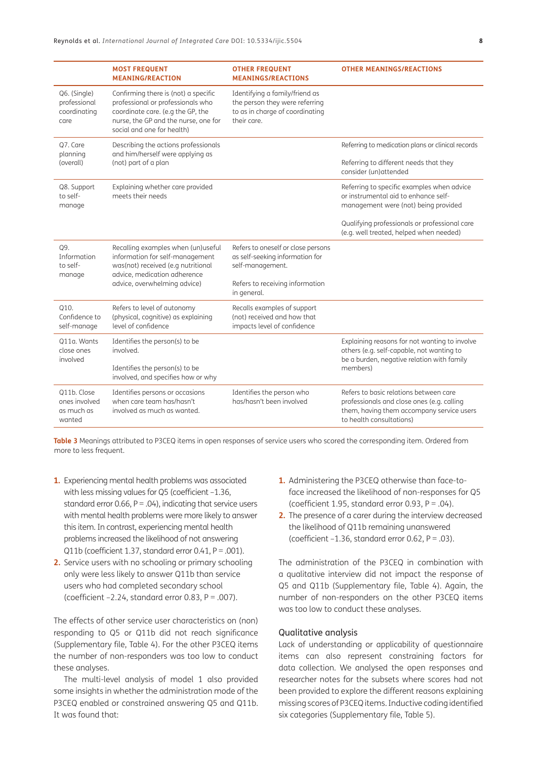| | MOST FREQUENT MEANING/REACTION | OTHER FREQUENT MEANINGS/REACTIONS | OTHER MEANINGS/REACTIONS |
|---|---|---|---|
| Q6. (Single) professional coordinating care | Confirming there is (not) a specific professional or professionals who coordinate care. (e.g the GP, the nurse, the GP and the nurse, one for social and one for health) | Identifying a family/friend as the person they were referring to as in charge of coordinating their care. | |
| Q7. Care planning (overall) | Describing the actions professionals and him/herself were applying as (not) part of a plan | | Referring to medication plans or clinical records<br><br>Referring to different needs that they consider (un)attended |
| Q8. Support to self-manage | Explaining whether care provided meets their needs | | Referring to specific examples when advice or instrumental aid to enhance self-management were (not) being provided<br><br>Qualifying professionals or professional care (e.g. well treated, helped when needed) |
| Q9. Information to self-manage | Recalling examples when (un)useful information for self-management was(not) received (e.g nutritional advice, medication adherence advice, overwhelming advice) | Refers to oneself or close persons as self-seeking information for self-management.<br><br>Refers to receiving information in general. | |
| Q10. Confidence to self-manage | Refers to level of autonomy (physical, cognitive) as explaining level of confidence | Recalls examples of support (not) received and how that impacts level of confidence | |
| Q11a. Wants close ones involved | Identifies the person(s) to be involved.<br><br>Identifies the person(s) to be involved, and specifies how or why | | Explaining reasons for not wanting to involve others (e.g. self-capable, not wanting to be a burden, negative relation with family members) |
| Q11b. Close ones involved as much as wanted | Identifies persons or occasions when care team has/hasn't involved as much as wanted. | Identifies the person who has/hasn't been involved | Refers to basic relations between care professionals and close ones (e.g. calling them, having them accompany service users to health consultations) |

**Table 3** Meanings attributed to P3CEQ items in open responses of service users who scored the corresponding item. Ordered from more to less frequent.

1. Experiencing mental health problems was associated with less missing values for Q5 (coefficient –1.36, standard error 0.66, P = .04), indicating that service users with mental health problems were more likely to answer this item. In contrast, experiencing mental health problems increased the likelihood of not answering Q11b (coefficient 1.37, standard error 0.41, P = .001).
2. Service users with no schooling or primary schooling only were less likely to answer Q11b than service users who had completed secondary school (coefficient –2.24, standard error 0.83, P = .007).

The effects of other service user characteristics on (non) responding to Q5 or Q11b did not reach significance (Supplementary file, Table 4). For the other P3CEQ items the number of non-responders was too low to conduct these analyses.

The multi-level analysis of model 1 also provided some insights in whether the administration mode of the P3CEQ enabled or constrained answering Q5 and Q11b. It was found that:

1. Administering the P3CEQ otherwise than face-to-face increased the likelihood of non-responses for Q5 (coefficient 1.95, standard error 0.93, P = .04).
2. The presence of a carer during the interview decreased the likelihood of Q11b remaining unanswered (coefficient –1.36, standard error 0.62, P = .03).

The administration of the P3CEQ in combination with a qualitative interview did not impact the response of Q5 and Q11b (Supplementary file, Table 4). Again, the number of non-responders on the other P3CEQ items was too low to conduct these analyses.

### Qualitative analysis

Lack of understanding or applicability of questionnaire items can also represent constraining factors for data collection. We analysed the open responses and researcher notes for the subsets where scores had not been provided to explore the different reasons explaining missing scores of P3CEQ items. Inductive coding identified six categories (Supplementary file, Table 5).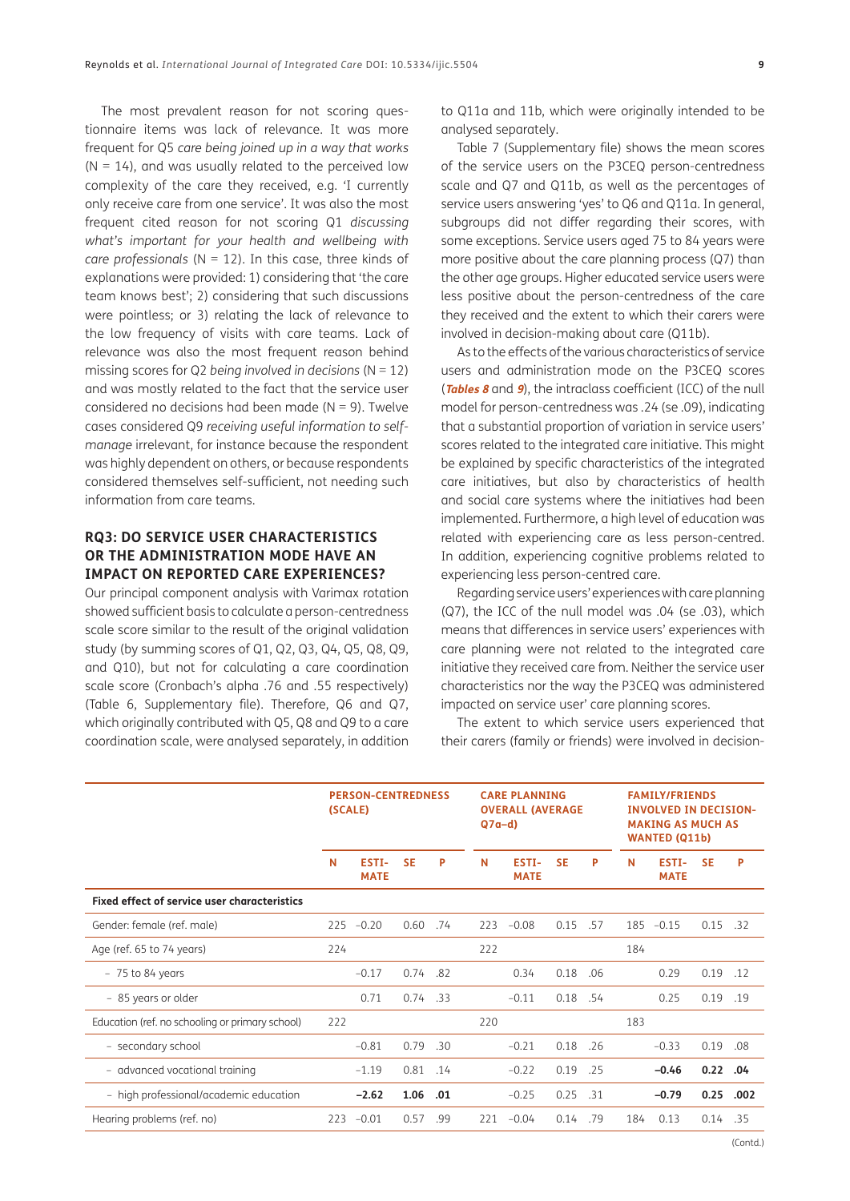The most prevalent reason for not scoring questionnaire items was lack of relevance. It was more frequent for Q5 *care being joined up in a way that works* (N = 14), and was usually related to the perceived low complexity of the care they received, e.g. 'I currently only receive care from one service'. It was also the most frequent cited reason for not scoring Q1 *discussing what's important for your health and wellbeing with care professionals* (N = 12). In this case, three kinds of explanations were provided: 1) considering that 'the care team knows best'; 2) considering that such discussions were pointless; or 3) relating the lack of relevance to the low frequency of visits with care teams. Lack of relevance was also the most frequent reason behind missing scores for Q2 *being involved in decisions* (N = 12) and was mostly related to the fact that the service user considered no decisions had been made (N = 9). Twelve cases considered Q9 *receiving useful information to self-manage* irrelevant, for instance because the respondent was highly dependent on others, or because respondents considered themselves self-sufficient, not needing such information from care teams.

## RQ3: DO SERVICE USER CHARACTERISTICS OR THE ADMINISTRATION MODE HAVE AN IMPACT ON REPORTED CARE EXPERIENCES?

Our principal component analysis with Varimax rotation showed sufficient basis to calculate a person-centredness scale score similar to the result of the original validation study (by summing scores of Q1, Q2, Q3, Q4, Q5, Q8, Q9, and Q10), but not for calculating a care coordination scale score (Cronbach's alpha .76 and .55 respectively) (Table 6, Supplementary file). Therefore, Q6 and Q7, which originally contributed with Q5, Q8 and Q9 to a care coordination scale, were analysed separately, in addition to Q11a and 11b, which were originally intended to be analysed separately.

Table 7 (Supplementary file) shows the mean scores of the service users on the P3CEQ person-centredness scale and Q7 and Q11b, as well as the percentages of service users answering 'yes' to Q6 and Q11a. In general, subgroups did not differ regarding their scores, with some exceptions. Service users aged 75 to 84 years were more positive about the care planning process (Q7) than the other age groups. Higher educated service users were less positive about the person-centredness of the care they received and the extent to which their carers were involved in decision-making about care (Q11b).

As to the effects of the various characteristics of service users and administration mode on the P3CEQ scores (**Tables 8** and **9**), the intraclass coefficient (ICC) of the null model for person-centredness was .24 (se .09), indicating that a substantial proportion of variation in service users' scores related to the integrated care initiative. This might be explained by specific characteristics of the integrated care initiatives, but also by characteristics of health and social care systems where the initiatives had been implemented. Furthermore, a high level of education was related with experiencing care as less person-centred. In addition, experiencing cognitive problems related to experiencing less person-centred care.

Regarding service users' experiences with care planning (Q7), the ICC of the null model was .04 (se .03), which means that differences in service users' experiences with care planning were not related to the integrated care initiative they received care from. Neither the service user characteristics nor the way the P3CEQ was administered impacted on service user' care planning scores.

The extent to which service users experienced that their carers (family or friends) were involved in decision-

| | PERSON-CENTREDNESS (SCALE) | | | | CARE PLANNING OVERALL (AVERAGE Q7a–d) | | | | FAMILY/FRIENDS INVOLVED IN DECISION-MAKING AS MUCH AS WANTED (Q11b) | | | |
|---|---|---|---|---|---|---|---|---|---|---|---|---|
| | N | ESTIMATE | SE | P | N | ESTIMATE | SE | P | N | ESTIMATE | SE | P |
| **Fixed effect of service user characteristics** | | | | | | | | | | | | |
| Gender: female (ref. male) | 225 | −0.20 | 0.60 | .74 | 223 | −0.08 | 0.15 | .57 | 185 | −0.15 | 0.15 | .32 |
| Age (ref. 65 to 74 years) | 224 | | | | 222 | | | | 184 | | | |
| – 75 to 84 years | | −0.17 | 0.74 | .82 | | 0.34 | 0.18 | .06 | | 0.29 | 0.19 | .12 |
| – 85 years or older | | 0.71 | 0.74 | .33 | | −0.11 | 0.18 | .54 | | 0.25 | 0.19 | .19 |
| Education (ref. no schooling or primary school) | 222 | | | | 220 | | | | 183 | | | |
| – secondary school | | −0.81 | 0.79 | .30 | | −0.21 | 0.18 | .26 | | −0.33 | 0.19 | .08 |
| – advanced vocational training | | −1.19 | 0.81 | .14 | | −0.22 | 0.19 | .25 | | **−0.46** | **0.22** | **.04** |
| – high professional/academic education | | **−2.62** | **1.06** | **.01** | | −0.25 | 0.25 | .31 | | **−0.79** | **0.25** | **.002** |
| Hearing problems (ref. no) | 223 | −0.01 | 0.57 | .99 | 221 | −0.04 | 0.14 | .79 | 184 | 0.13 | 0.14 | .35 |

(Contd.)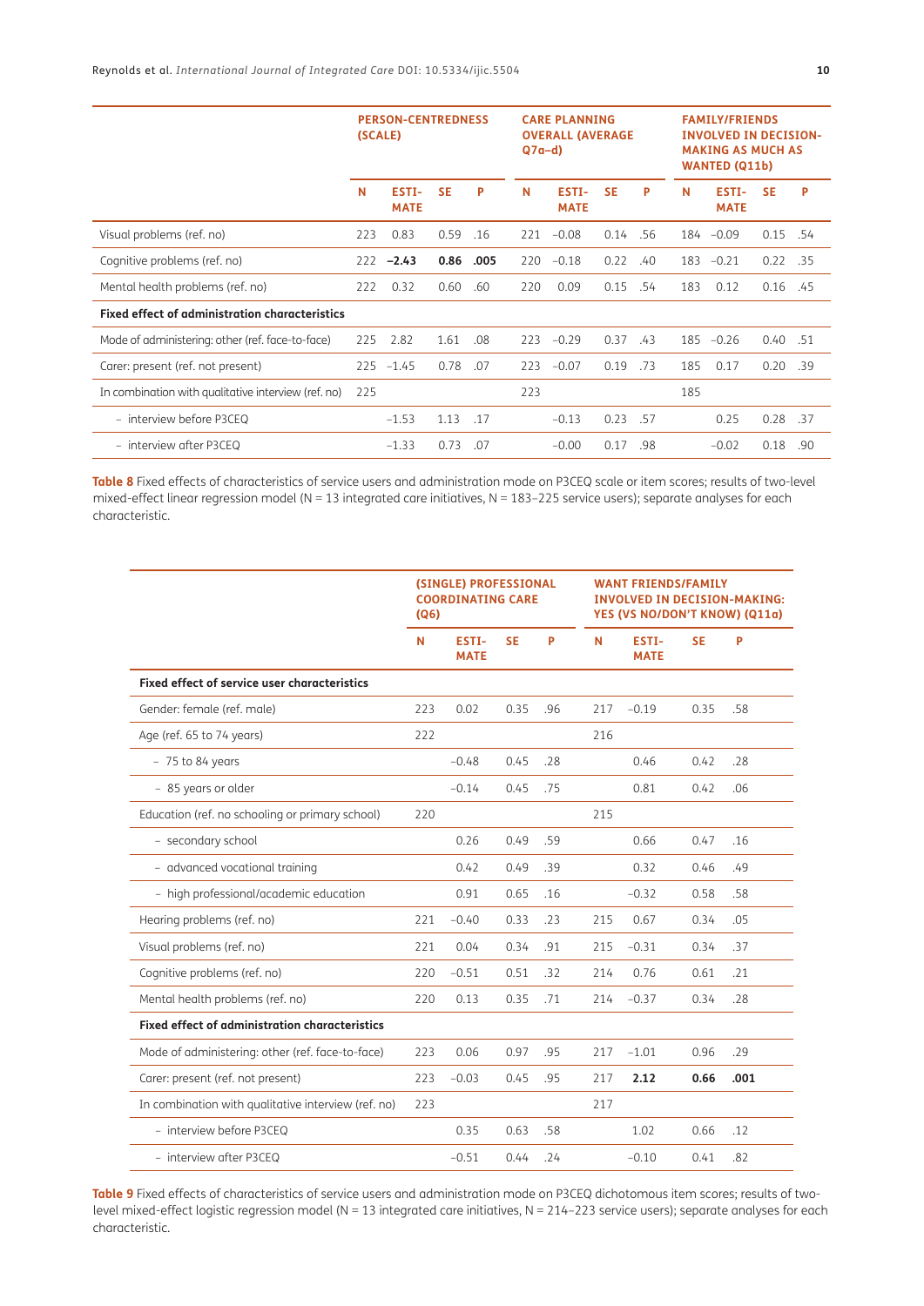| | PERSON-CENTREDNESS (SCALE) | | | | CARE PLANNING OVERALL (AVERAGE Q7a–d) | | | | FAMILY/FRIENDS INVOLVED IN DECISION-MAKING AS MUCH AS WANTED (Q11b) | | | |
|---|---|---|---|---|---|---|---|---|---|---|---|---|
| | N | ESTIMATE | SE | P | N | ESTIMATE | SE | P | N | ESTIMATE | SE | P |
| Visual problems (ref. no) | 223 | 0.83 | 0.59 | .16 | 221 | −0.08 | 0.14 | .56 | 184 | −0.09 | 0.15 | .54 |
| Cognitive problems (ref. no) | 222 | **−2.43** | **0.86** | **.005** | 220 | −0.18 | 0.22 | .40 | 183 | −0.21 | 0.22 | .35 |
| Mental health problems (ref. no) | 222 | 0.32 | 0.60 | .60 | 220 | 0.09 | 0.15 | .54 | 183 | 0.12 | 0.16 | .45 |
| **Fixed effect of administration characteristics** | | | | | | | | | | | | |
| Mode of administering: other (ref. face-to-face) | 225 | 2.82 | 1.61 | .08 | 223 | −0.29 | 0.37 | .43 | 185 | −0.26 | 0.40 | .51 |
| Carer: present (ref. not present) | 225 | −1.45 | 0.78 | .07 | 223 | −0.07 | 0.19 | .73 | 185 | 0.17 | 0.20 | .39 |
| In combination with qualitative interview (ref. no) | 225 | | | | 223 | | | | 185 | | | |
| – interview before P3CEQ | | −1.53 | 1.13 | .17 | | −0.13 | 0.23 | .57 | | 0.25 | 0.28 | .37 |
| – interview after P3CEQ | | −1.33 | 0.73 | .07 | | −0.00 | 0.17 | .98 | | −0.02 | 0.18 | .90 |

**Table 8** Fixed effects of characteristics of service users and administration mode on P3CEQ scale or item scores; results of two-level mixed-effect linear regression model (N = 13 integrated care initiatives, N = 183–225 service users); separate analyses for each characteristic.

| | (SINGLE) PROFESSIONAL COORDINATING CARE (Q6) | | | | WANT FRIENDS/FAMILY INVOLVED IN DECISION-MAKING: YES (VS NO/DON'T KNOW) (Q11a) | | | |
|---|---|---|---|---|---|---|---|---|
| | N | ESTIMATE | SE | P | N | ESTIMATE | SE | P |
| **Fixed effect of service user characteristics** | | | | | | | | |
| Gender: female (ref. male) | 223 | 0.02 | 0.35 | .96 | 217 | −0.19 | 0.35 | .58 |
| Age (ref. 65 to 74 years) | 222 | | | | 216 | | | |
| – 75 to 84 years | | −0.48 | 0.45 | .28 | | 0.46 | 0.42 | .28 |
| – 85 years or older | | −0.14 | 0.45 | .75 | | 0.81 | 0.42 | .06 |
| Education (ref. no schooling or primary school) | 220 | | | | 215 | | | |
| – secondary school | | 0.26 | 0.49 | .59 | | 0.66 | 0.47 | .16 |
| – advanced vocational training | | 0.42 | 0.49 | .39 | | 0.32 | 0.46 | .49 |
| – high professional/academic education | | 0.91 | 0.65 | .16 | | −0.32 | 0.58 | .58 |
| Hearing problems (ref. no) | 221 | −0.40 | 0.33 | .23 | 215 | 0.67 | 0.34 | .05 |
| Visual problems (ref. no) | 221 | 0.04 | 0.34 | .91 | 215 | −0.31 | 0.34 | .37 |
| Cognitive problems (ref. no) | 220 | −0.51 | 0.51 | .32 | 214 | 0.76 | 0.61 | .21 |
| Mental health problems (ref. no) | 220 | 0.13 | 0.35 | .71 | 214 | −0.37 | 0.34 | .28 |
| **Fixed effect of administration characteristics** | | | | | | | | |
| Mode of administering: other (ref. face-to-face) | 223 | 0.06 | 0.97 | .95 | 217 | −1.01 | 0.96 | .29 |
| Carer: present (ref. not present) | 223 | −0.03 | 0.45 | .95 | 217 | **2.12** | **0.66** | **.001** |
| In combination with qualitative interview (ref. no) | 223 | | | | 217 | | | |
| – interview before P3CEQ | | 0.35 | 0.63 | .58 | | 1.02 | 0.66 | .12 |
| – interview after P3CEQ | | −0.51 | 0.44 | .24 | | −0.10 | 0.41 | .82 |

**Table 9** Fixed effects of characteristics of service users and administration mode on P3CEQ dichotomous item scores; results of two-level mixed-effect logistic regression model (N = 13 integrated care initiatives, N = 214–223 service users); separate analyses for each characteristic.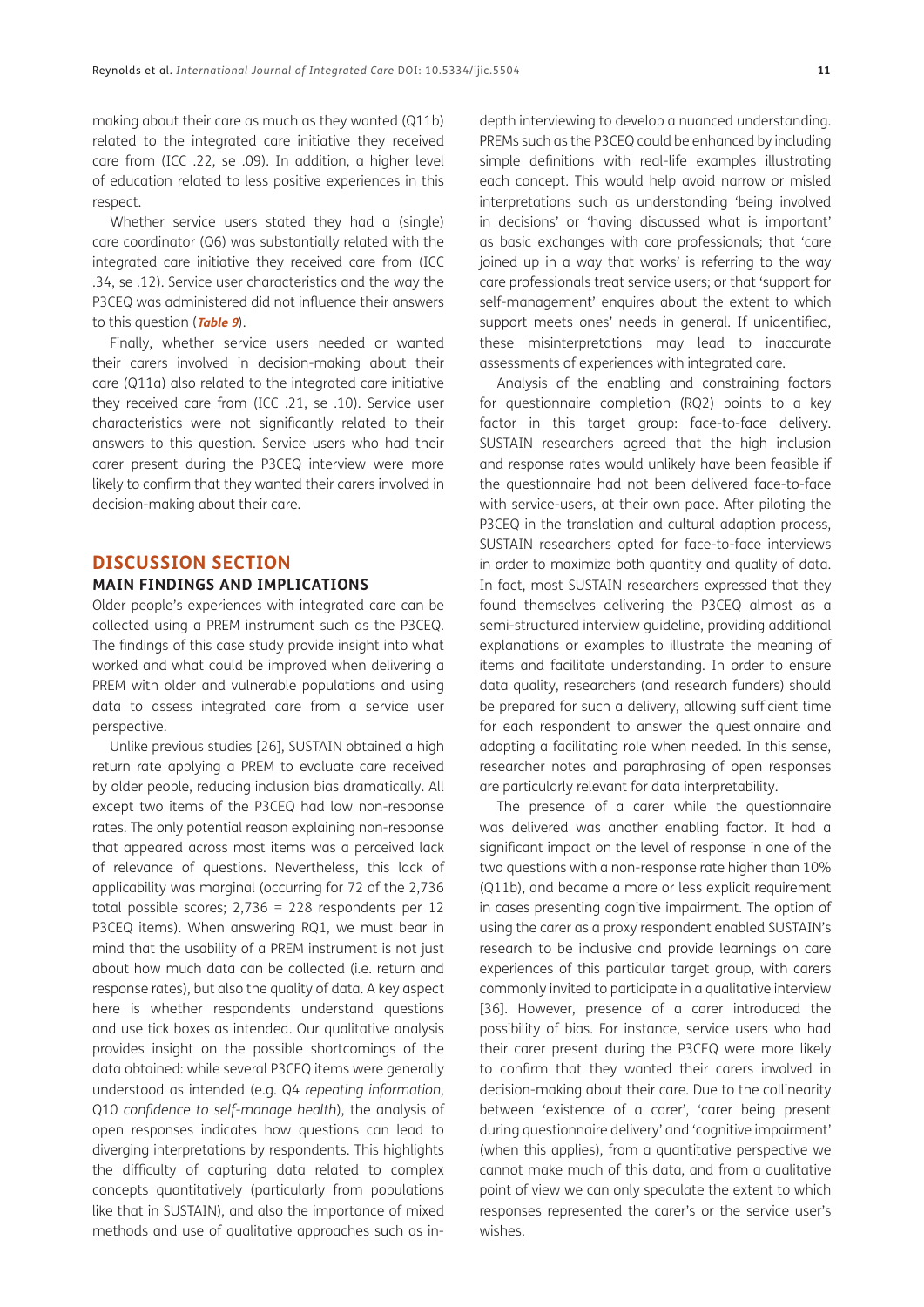making about their care as much as they wanted (Q11b) related to the integrated care initiative they received care from (ICC .22, se .09). In addition, a higher level of education related to less positive experiences in this respect.

Whether service users stated they had a (single) care coordinator (Q6) was substantially related with the integrated care initiative they received care from (ICC .34, se .12). Service user characteristics and the way the P3CEQ was administered did not influence their answers to this question (***Table 9***).

Finally, whether service users needed or wanted their carers involved in decision-making about their care (Q11a) also related to the integrated care initiative they received care from (ICC .21, se .10). Service user characteristics were not significantly related to their answers to this question. Service users who had their carer present during the P3CEQ interview were more likely to confirm that they wanted their carers involved in decision-making about their care.

## DISCUSSION SECTION

### MAIN FINDINGS AND IMPLICATIONS

Older people's experiences with integrated care can be collected using a PREM instrument such as the P3CEQ. The findings of this case study provide insight into what worked and what could be improved when delivering a PREM with older and vulnerable populations and using data to assess integrated care from a service user perspective.

Unlike previous studies [26], SUSTAIN obtained a high return rate applying a PREM to evaluate care received by older people, reducing inclusion bias dramatically. All except two items of the P3CEQ had low non-response rates. The only potential reason explaining non-response that appeared across most items was a perceived lack of relevance of questions. Nevertheless, this lack of applicability was marginal (occurring for 72 of the 2,736 total possible scores; 2,736 = 228 respondents per 12 P3CEQ items). When answering RQ1, we must bear in mind that the usability of a PREM instrument is not just about how much data can be collected (i.e. return and response rates), but also the quality of data. A key aspect here is whether respondents understand questions and use tick boxes as intended. Our qualitative analysis provides insight on the possible shortcomings of the data obtained: while several P3CEQ items were generally understood as intended (e.g. Q4 *repeating information*, Q10 *confidence to self-manage health*), the analysis of open responses indicates how questions can lead to diverging interpretations by respondents. This highlights the difficulty of capturing data related to complex concepts quantitatively (particularly from populations like that in SUSTAIN), and also the importance of mixed methods and use of qualitative approaches such as in-depth interviewing to develop a nuanced understanding. PREMs such as the P3CEQ could be enhanced by including simple definitions with real-life examples illustrating each concept. This would help avoid narrow or misled interpretations such as understanding 'being involved in decisions' or 'having discussed what is important' as basic exchanges with care professionals; that 'care joined up in a way that works' is referring to the way care professionals treat service users; or that 'support for self-management' enquires about the extent to which support meets ones' needs in general. If unidentified, these misinterpretations may lead to inaccurate assessments of experiences with integrated care.

Analysis of the enabling and constraining factors for questionnaire completion (RQ2) points to a key factor in this target group: face-to-face delivery. SUSTAIN researchers agreed that the high inclusion and response rates would unlikely have been feasible if the questionnaire had not been delivered face-to-face with service-users, at their own pace. After piloting the P3CEQ in the translation and cultural adaption process, SUSTAIN researchers opted for face-to-face interviews in order to maximize both quantity and quality of data. In fact, most SUSTAIN researchers expressed that they found themselves delivering the P3CEQ almost as a semi-structured interview guideline, providing additional explanations or examples to illustrate the meaning of items and facilitate understanding. In order to ensure data quality, researchers (and research funders) should be prepared for such a delivery, allowing sufficient time for each respondent to answer the questionnaire and adopting a facilitating role when needed. In this sense, researcher notes and paraphrasing of open responses are particularly relevant for data interpretability.

The presence of a carer while the questionnaire was delivered was another enabling factor. It had a significant impact on the level of response in one of the two questions with a non-response rate higher than 10% (Q11b), and became a more or less explicit requirement in cases presenting cognitive impairment. The option of using the carer as a proxy respondent enabled SUSTAIN's research to be inclusive and provide learnings on care experiences of this particular target group, with carers commonly invited to participate in a qualitative interview [36]. However, presence of a carer introduced the possibility of bias. For instance, service users who had their carer present during the P3CEQ were more likely to confirm that they wanted their carers involved in decision-making about their care. Due to the collinearity between 'existence of a carer', 'carer being present during questionnaire delivery' and 'cognitive impairment' (when this applies), from a quantitative perspective we cannot make much of this data, and from a qualitative point of view we can only speculate the extent to which responses represented the carer's or the service user's wishes.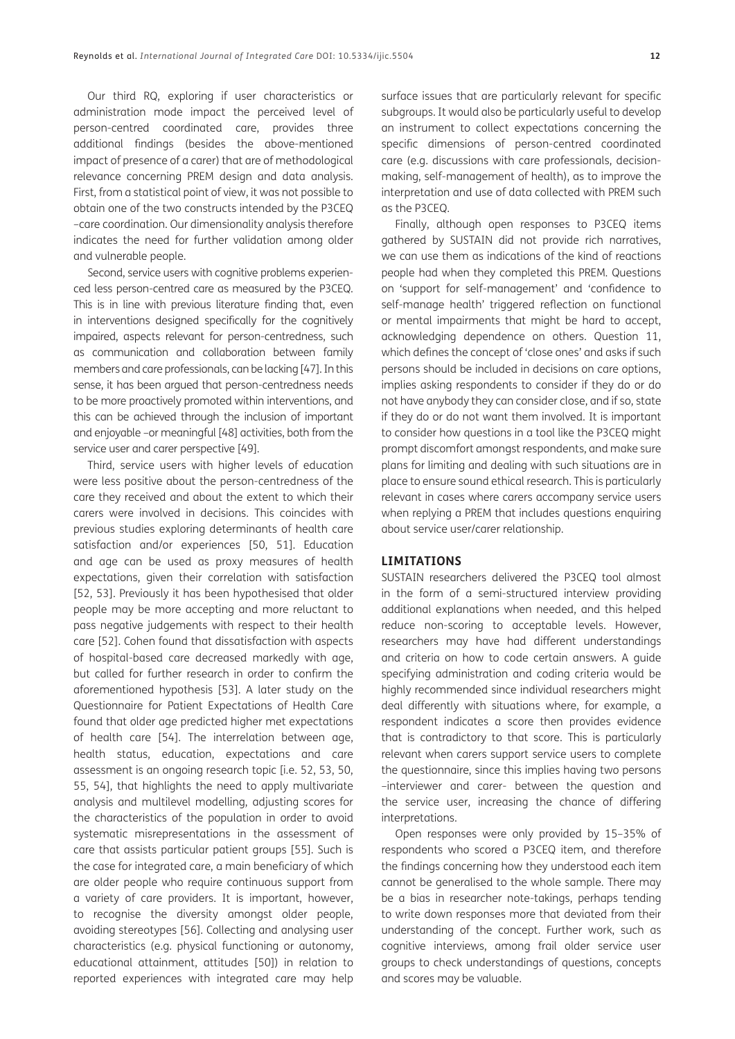Our third RQ, exploring if user characteristics or administration mode impact the perceived level of person-centred coordinated care, provides three additional findings (besides the above-mentioned impact of presence of a carer) that are of methodological relevance concerning PREM design and data analysis. First, from a statistical point of view, it was not possible to obtain one of the two constructs intended by the P3CEQ –care coordination. Our dimensionality analysis therefore indicates the need for further validation among older and vulnerable people.

Second, service users with cognitive problems experienced less person-centred care as measured by the P3CEQ. This is in line with previous literature finding that, even in interventions designed specifically for the cognitively impaired, aspects relevant for person-centredness, such as communication and collaboration between family members and care professionals, can be lacking [47]. In this sense, it has been argued that person-centredness needs to be more proactively promoted within interventions, and this can be achieved through the inclusion of important and enjoyable –or meaningful [48] activities, both from the service user and carer perspective [49].

Third, service users with higher levels of education were less positive about the person-centredness of the care they received and about the extent to which their carers were involved in decisions. This coincides with previous studies exploring determinants of health care satisfaction and/or experiences [50, 51]. Education and age can be used as proxy measures of health expectations, given their correlation with satisfaction [52, 53]. Previously it has been hypothesised that older people may be more accepting and more reluctant to pass negative judgements with respect to their health care [52]. Cohen found that dissatisfaction with aspects of hospital-based care decreased markedly with age, but called for further research in order to confirm the aforementioned hypothesis [53]. A later study on the Questionnaire for Patient Expectations of Health Care found that older age predicted higher met expectations of health care [54]. The interrelation between age, health status, education, expectations and care assessment is an ongoing research topic [i.e. 52, 53, 50, 55, 54], that highlights the need to apply multivariate analysis and multilevel modelling, adjusting scores for the characteristics of the population in order to avoid systematic misrepresentations in the assessment of care that assists particular patient groups [55]. Such is the case for integrated care, a main beneficiary of which are older people who require continuous support from a variety of care providers. It is important, however, to recognise the diversity amongst older people, avoiding stereotypes [56]. Collecting and analysing user characteristics (e.g. physical functioning or autonomy, educational attainment, attitudes [50]) in relation to reported experiences with integrated care may help surface issues that are particularly relevant for specific subgroups. It would also be particularly useful to develop an instrument to collect expectations concerning the specific dimensions of person-centred coordinated care (e.g. discussions with care professionals, decision-making, self-management of health), as to improve the interpretation and use of data collected with PREM such as the P3CEQ.

Finally, although open responses to P3CEQ items gathered by SUSTAIN did not provide rich narratives, we can use them as indications of the kind of reactions people had when they completed this PREM. Questions on 'support for self-management' and 'confidence to self-manage health' triggered reflection on functional or mental impairments that might be hard to accept, acknowledging dependence on others. Question 11, which defines the concept of 'close ones' and asks if such persons should be included in decisions on care options, implies asking respondents to consider if they do or do not have anybody they can consider close, and if so, state if they do or do not want them involved. It is important to consider how questions in a tool like the P3CEQ might prompt discomfort amongst respondents, and make sure plans for limiting and dealing with such situations are in place to ensure sound ethical research. This is particularly relevant in cases where carers accompany service users when replying a PREM that includes questions enquiring about service user/carer relationship.

## LIMITATIONS

SUSTAIN researchers delivered the P3CEQ tool almost in the form of a semi-structured interview providing additional explanations when needed, and this helped reduce non-scoring to acceptable levels. However, researchers may have had different understandings and criteria on how to code certain answers. A guide specifying administration and coding criteria would be highly recommended since individual researchers might deal differently with situations where, for example, a respondent indicates a score then provides evidence that is contradictory to that score. This is particularly relevant when carers support service users to complete the questionnaire, since this implies having two persons –interviewer and carer- between the question and the service user, increasing the chance of differing interpretations.

Open responses were only provided by 15–35% of respondents who scored a P3CEQ item, and therefore the findings concerning how they understood each item cannot be generalised to the whole sample. There may be a bias in researcher note-takings, perhaps tending to write down responses more that deviated from their understanding of the concept. Further work, such as cognitive interviews, among frail older service user groups to check understandings of questions, concepts and scores may be valuable.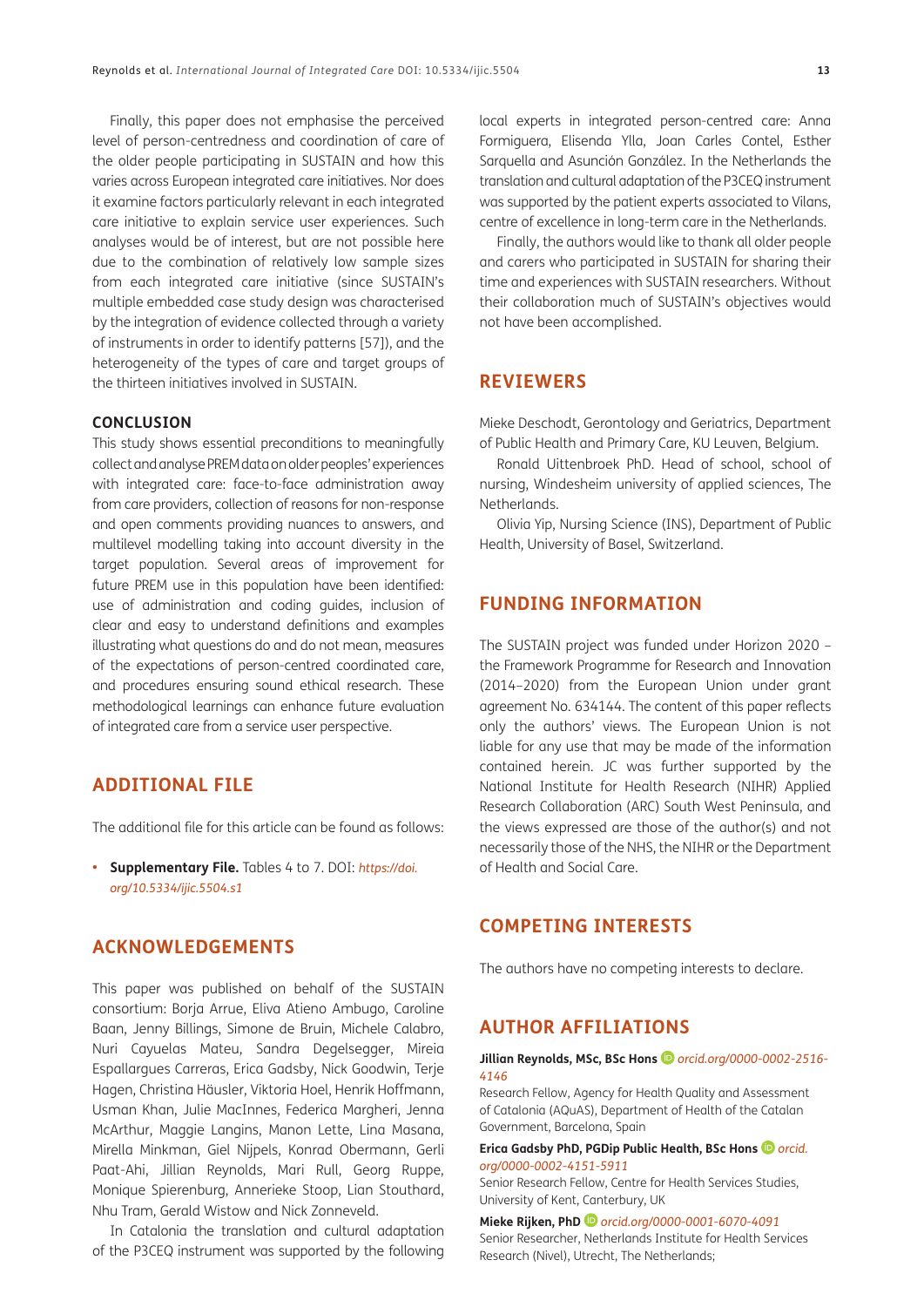Finally, this paper does not emphasise the perceived level of person-centredness and coordination of care of the older people participating in SUSTAIN and how this varies across European integrated care initiatives. Nor does it examine factors particularly relevant in each integrated care initiative to explain service user experiences. Such analyses would be of interest, but are not possible here due to the combination of relatively low sample sizes from each integrated care initiative (since SUSTAIN's multiple embedded case study design was characterised by the integration of evidence collected through a variety of instruments in order to identify patterns [57]), and the heterogeneity of the types of care and target groups of the thirteen initiatives involved in SUSTAIN.

### CONCLUSION

This study shows essential preconditions to meaningfully collect and analyse PREM data on older peoples' experiences with integrated care: face-to-face administration away from care providers, collection of reasons for non-response and open comments providing nuances to answers, and multilevel modelling taking into account diversity in the target population. Several areas of improvement for future PREM use in this population have been identified: use of administration and coding guides, inclusion of clear and easy to understand definitions and examples illustrating what questions do and do not mean, measures of the expectations of person-centred coordinated care, and procedures ensuring sound ethical research. These methodological learnings can enhance future evaluation of integrated care from a service user perspective.

## ADDITIONAL FILE

The additional file for this article can be found as follows:

- **Supplementary File.** Tables 4 to 7. DOI: *https://doi.org/10.5334/ijic.5504.s1*

## ACKNOWLEDGEMENTS

This paper was published on behalf of the SUSTAIN consortium: Borja Arrue, Eliva Atieno Ambugo, Caroline Baan, Jenny Billings, Simone de Bruin, Michele Calabro, Nuri Cayuelas Mateu, Sandra Degelsegger, Mireia Espallargues Carreras, Erica Gadsby, Nick Goodwin, Terje Hagen, Christina Häusler, Viktoria Hoel, Henrik Hoffmann, Usman Khan, Julie MacInnes, Federica Margheri, Jenna McArthur, Maggie Langins, Manon Lette, Lina Masana, Mirella Minkman, Giel Nijpels, Konrad Obermann, Gerli Paat-Ahi, Jillian Reynolds, Mari Rull, Georg Ruppe, Monique Spierenburg, Annerieke Stoop, Lian Stouthard, Nhu Tram, Gerald Wistow and Nick Zonneveld.

In Catalonia the translation and cultural adaptation of the P3CEQ instrument was supported by the following local experts in integrated person-centred care: Anna Formiguera, Elisenda Ylla, Joan Carles Contel, Esther Sarquella and Asunción González. In the Netherlands the translation and cultural adaptation of the P3CEQ instrument was supported by the patient experts associated to Vilans, centre of excellence in long-term care in the Netherlands.

Finally, the authors would like to thank all older people and carers who participated in SUSTAIN for sharing their time and experiences with SUSTAIN researchers. Without their collaboration much of SUSTAIN's objectives would not have been accomplished.

## REVIEWERS

Mieke Deschodt, Gerontology and Geriatrics, Department of Public Health and Primary Care, KU Leuven, Belgium.

Ronald Uittenbroek PhD. Head of school, school of nursing, Windesheim university of applied sciences, The Netherlands.

Olivia Yip, Nursing Science (INS), Department of Public Health, University of Basel, Switzerland.

## FUNDING INFORMATION

The SUSTAIN project was funded under Horizon 2020 – the Framework Programme for Research and Innovation (2014–2020) from the European Union under grant agreement No. 634144. The content of this paper reflects only the authors' views. The European Union is not liable for any use that may be made of the information contained herein. JC was further supported by the National Institute for Health Research (NIHR) Applied Research Collaboration (ARC) South West Peninsula, and the views expressed are those of the author(s) and not necessarily those of the NHS, the NIHR or the Department of Health and Social Care.

## COMPETING INTERESTS

The authors have no competing interests to declare.

## AUTHOR AFFILIATIONS

**Jillian Reynolds, MSc, BSc Hons** *orcid.org/0000-0002-2516-4146*
Research Fellow, Agency for Health Quality and Assessment of Catalonia (AQuAS), Department of Health of the Catalan Government, Barcelona, Spain

**Erica Gadsby PhD, PGDip Public Health, BSc Hons** *orcid.org/0000-0002-4151-5911*
Senior Research Fellow, Centre for Health Services Studies, University of Kent, Canterbury, UK

**Mieke Rijken, PhD** *orcid.org/0000-0001-6070-4091*
Senior Researcher, Netherlands Institute for Health Services Research (Nivel), Utrecht, The Netherlands;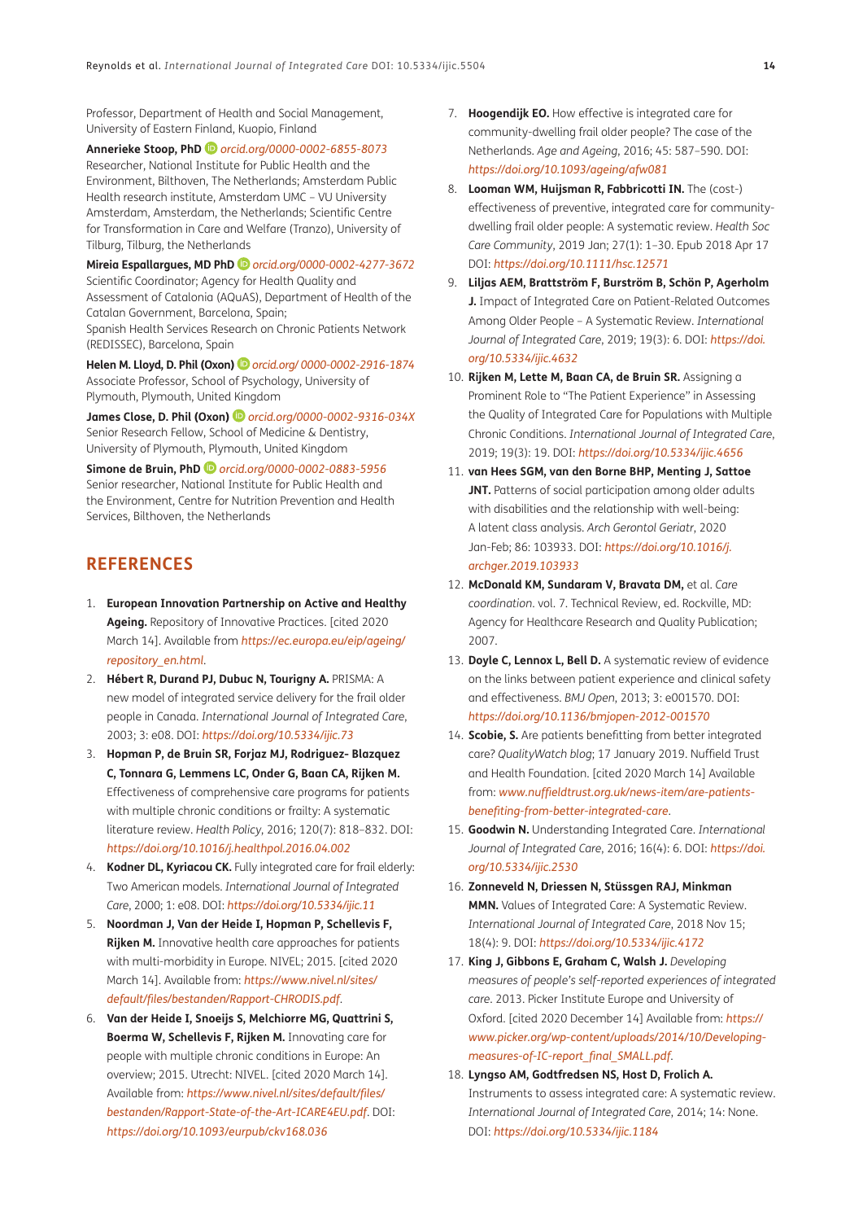Professor, Department of Health and Social Management, University of Eastern Finland, Kuopio, Finland

**Annerieke Stoop, PhD** *orcid.org/0000-0002-6855-8073*
Researcher, National Institute for Public Health and the Environment, Bilthoven, The Netherlands; Amsterdam Public Health research institute, Amsterdam UMC – VU University Amsterdam, Amsterdam, the Netherlands; Scientific Centre for Transformation in Care and Welfare (Tranzo), University of Tilburg, Tilburg, the Netherlands

**Mireia Espallargues, MD PhD** *orcid.org/0000-0002-4277-3672*
Scientific Coordinator; Agency for Health Quality and Assessment of Catalonia (AQuAS), Department of Health of the Catalan Government, Barcelona, Spain;
Spanish Health Services Research on Chronic Patients Network (REDISSEC), Barcelona, Spain

**Helen M. Lloyd, D. Phil (Oxon)** *orcid.org/ 0000-0002-2916-1874*
Associate Professor, School of Psychology, University of Plymouth, Plymouth, United Kingdom

**James Close, D. Phil (Oxon)** *orcid.org/0000-0002-9316-034X*
Senior Research Fellow, School of Medicine & Dentistry, University of Plymouth, Plymouth, United Kingdom

**Simone de Bruin, PhD** *orcid.org/0000-0002-0883-5956*
Senior researcher, National Institute for Public Health and the Environment, Centre for Nutrition Prevention and Health Services, Bilthoven, the Netherlands

## REFERENCES

1. **European Innovation Partnership on Active and Healthy Ageing.** Repository of Innovative Practices. [cited 2020 March 14]. Available from *https://ec.europa.eu/eip/ageing/repository_en.html*.
2. **Hébert R, Durand PJ, Dubuc N, Tourigny A.** PRISMA: A new model of integrated service delivery for the frail older people in Canada. *International Journal of Integrated Care*, 2003; 3: e08. DOI: *https://doi.org/10.5334/ijic.73*
3. **Hopman P, de Bruin SR, Forjaz MJ, Rodriguez- Blazquez C, Tonnara G, Lemmens LC, Onder G, Baan CA, Rijken M.** Effectiveness of comprehensive care programs for patients with multiple chronic conditions or frailty: A systematic literature review. *Health Policy*, 2016; 120(7): 818–832. DOI: *https://doi.org/10.1016/j.healthpol.2016.04.002*
4. **Kodner DL, Kyriacou CK.** Fully integrated care for frail elderly: Two American models. *International Journal of Integrated Care*, 2000; 1: e08. DOI: *https://doi.org/10.5334/ijic.11*
5. **Noordman J, Van der Heide I, Hopman P, Schellevis F, Rijken M.** Innovative health care approaches for patients with multi-morbidity in Europe. NIVEL; 2015. [cited 2020 March 14]. Available from: *https://www.nivel.nl/sites/default/files/bestanden/Rapport-CHRODIS.pdf*.
6. **Van der Heide I, Snoeijs S, Melchiorre MG, Quattrini S, Boerma W, Schellevis F, Rijken M.** Innovating care for people with multiple chronic conditions in Europe: An overview; 2015. Utrecht: NIVEL. [cited 2020 March 14]. Available from: *https://www.nivel.nl/sites/default/files/bestanden/Rapport-State-of-the-Art-ICARE4EU.pdf*. DOI: *https://doi.org/10.1093/eurpub/ckv168.036*
7. **Hoogendijk EO.** How effective is integrated care for community-dwelling frail older people? The case of the Netherlands. *Age and Ageing*, 2016; 45: 587–590. DOI: *https://doi.org/10.1093/ageing/afw081*
8. **Looman WM, Huijsman R, Fabbricotti IN.** The (cost-) effectiveness of preventive, integrated care for community-dwelling frail older people: A systematic review. *Health Soc Care Community*, 2019 Jan; 27(1): 1–30. Epub 2018 Apr 17 DOI: *https://doi.org/10.1111/hsc.12571*
9. **Liljas AEM, Brattström F, Burström B, Schön P, Agerholm J.** Impact of Integrated Care on Patient-Related Outcomes Among Older People – A Systematic Review. *International Journal of Integrated Care*, 2019; 19(3): 6. DOI: *https://doi.org/10.5334/ijic.4632*
10. **Rijken M, Lette M, Baan CA, de Bruin SR.** Assigning a Prominent Role to "The Patient Experience" in Assessing the Quality of Integrated Care for Populations with Multiple Chronic Conditions. *International Journal of Integrated Care*, 2019; 19(3): 19. DOI: *https://doi.org/10.5334/ijic.4656*
11. **van Hees SGM, van den Borne BHP, Menting J, Sattoe JNT.** Patterns of social participation among older adults with disabilities and the relationship with well-being: A latent class analysis. *Arch Gerontol Geriatr*, 2020 Jan-Feb; 86: 103933. DOI: *https://doi.org/10.1016/j.archger.2019.103933*
12. **McDonald KM, Sundaram V, Bravata DM,** et al. *Care coordination*. vol. 7. Technical Review, ed. Rockville, MD: Agency for Healthcare Research and Quality Publication; 2007.
13. **Doyle C, Lennox L, Bell D.** A systematic review of evidence on the links between patient experience and clinical safety and effectiveness. *BMJ Open*, 2013; 3: e001570. DOI: *https://doi.org/10.1136/bmjopen-2012-001570*
14. **Scobie, S.** Are patients benefitting from better integrated care? *QualityWatch blog*; 17 January 2019. Nuffield Trust and Health Foundation. [cited 2020 March 14] Available from: *www.nuffieldtrust.org.uk/news-item/are-patients-benefiting-from-better-integrated-care*.
15. **Goodwin N.** Understanding Integrated Care. *International Journal of Integrated Care*, 2016; 16(4): 6. DOI: *https://doi.org/10.5334/ijic.2530*
16. **Zonneveld N, Driessen N, Stüssgen RAJ, Minkman MMN.** Values of Integrated Care: A Systematic Review. *International Journal of Integrated Care*, 2018 Nov 15; 18(4): 9. DOI: *https://doi.org/10.5334/ijic.4172*
17. **King J, Gibbons E, Graham C, Walsh J.** *Developing measures of people's self-reported experiences of integrated care*. 2013. Picker Institute Europe and University of Oxford. [cited 2020 December 14] Available from: *https://www.picker.org/wp-content/uploads/2014/10/Developing-measures-of-IC-report_final_SMALL.pdf*.
18. **Lyngso AM, Godtfredsen NS, Host D, Frolich A.** Instruments to assess integrated care: A systematic review. *International Journal of Integrated Care*, 2014; 14: None. DOI: *https://doi.org/10.5334/ijic.1184*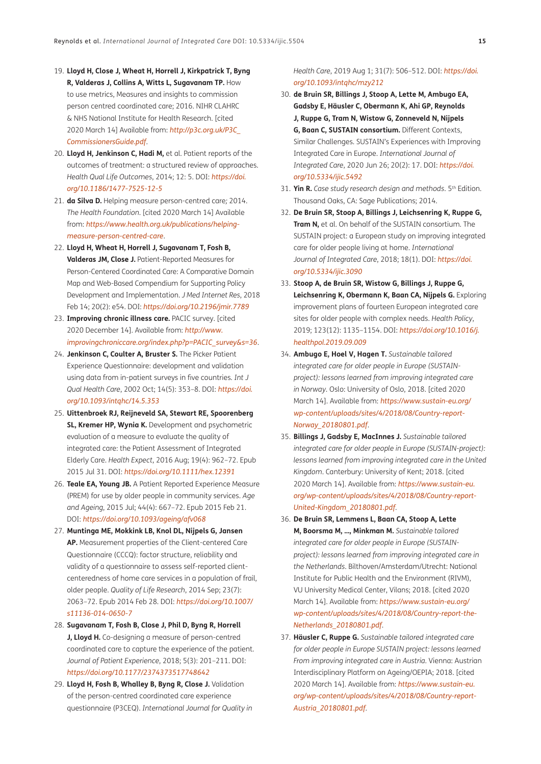19. **Lloyd H, Close J, Wheat H, Horrell J, Kirkpatrick T, Byng R, Valderas J, Collins A, Witts L, Sugavanam TP.** How to use metrics, Measures and insights to commission person centred coordinated care; 2016. NIHR CLAHRC & NHS National Institute for Health Research. [cited 2020 March 14] Available from: *http://p3c.org.uk/P3C_CommissionersGuide.pdf*.
20. **Lloyd H, Jenkinson C, Hadi M,** et al. Patient reports of the outcomes of treatment: a structured review of approaches. *Health Qual Life Outcomes*, 2014; 12: 5. DOI: *https://doi.org/10.1186/1477-7525-12-5*
21. **da Silva D.** Helping measure person-centred care; 2014. *The Health Foundation*. [cited 2020 March 14] Available from: *https://www.health.org.uk/publications/helping-measure-person-centred-care*.
22. **Lloyd H, Wheat H, Horrell J, Sugavanam T, Fosh B, Valderas JM, Close J.** Patient-Reported Measures for Person-Centered Coordinated Care: A Comparative Domain Map and Web-Based Compendium for Supporting Policy Development and Implementation. *J Med Internet Res*, 2018 Feb 14; 20(2): e54. DOI: *https://doi.org/10.2196/jmir.7789*
23. **Improving chronic illness care.** PACIC survey. [cited 2020 December 14]. Available from: *http://www.improvingchroniccare.org/index.php?p=PACIC_survey&s=36*.
24. **Jenkinson C, Coulter A, Bruster S.** The Picker Patient Experience Questionnaire: development and validation using data from in-patient surveys in five countries. *Int J Qual Health Care*, 2002 Oct; 14(5): 353–8. DOI: *https://doi.org/10.1093/intqhc/14.5.353*
25. **Uittenbroek RJ, Reijneveld SA, Stewart RE, Spoorenberg SL, Kremer HP, Wynia K.** Development and psychometric evaluation of a measure to evaluate the quality of integrated care: the Patient Assessment of Integrated Elderly Care. *Health Expect*, 2016 Aug; 19(4): 962–72. Epub 2015 Jul 31. DOI: *https://doi.org/10.1111/hex.12391*
26. **Teale EA, Young JB.** A Patient Reported Experience Measure (PREM) for use by older people in community services. *Age and Ageing*, 2015 Jul; 44(4): 667–72. Epub 2015 Feb 21. DOI: *https://doi.org/10.1093/ageing/afv068*
27. **Muntinga ME, Mokkink LB, Knol DL, Nijpels G, Jansen AP.** Measurement properties of the Client-centered Care Questionnaire (CCCQ): factor structure, reliability and validity of a questionnaire to assess self-reported client-centeredness of home care services in a population of frail, older people. *Quality of Life Research*, 2014 Sep; 23(7): 2063–72. Epub 2014 Feb 28. DOI: *https://doi.org/10.1007/s11136-014-0650-7*
28. **Sugavanam T, Fosh B, Close J, Phil D, Byng R, Horrell J, Lloyd H.** Co-designing a measure of person-centred coordinated care to capture the experience of the patient. *Journal of Patient Experience*, 2018; 5(3): 201–211. DOI: *https://doi.org/10.1177/2374373517748642*
29. **Lloyd H, Fosh B, Whalley B, Byng R, Close J.** Validation of the person-centred coordinated care experience questionnaire (P3CEQ). *International Journal for Quality in Health Care*, 2019 Aug 1; 31(7): 506–512. DOI: *https://doi.org/10.1093/intqhc/mzy212*
30. **de Bruin SR, Billings J, Stoop A, Lette M, Ambugo EA, Gadsby E, Häusler C, Obermann K, Ahi GP, Reynolds J, Ruppe G, Tram N, Wistow G, Zonneveld N, Nijpels G, Baan C, SUSTAIN consortium.** Different Contexts, Similar Challenges. SUSTAIN's Experiences with Improving Integrated Care in Europe. *International Journal of Integrated Care*, 2020 Jun 26; 20(2): 17. DOI: *https://doi.org/10.5334/ijic.5492*
31. **Yin R.** *Case study research design and methods*. 5th Edition. Thousand Oaks, CA: Sage Publications; 2014.
32. **De Bruin SR, Stoop A, Billings J, Leichsenring K, Ruppe G, Tram N,** et al. On behalf of the SUSTAIN consortium. The SUSTAIN project: a European study on improving integrated care for older people living at home. *International Journal of Integrated Care*, 2018; 18(1). DOI: *https://doi.org/10.5334/ijic.3090*
33. **Stoop A, de Bruin SR, Wistow G, Billings J, Ruppe G, Leichsenring K, Obermann K, Baan CA, Nijpels G.** Exploring improvement plans of fourteen European integrated care sites for older people with complex needs. *Health Policy*, 2019; 123(12): 1135–1154. DOI: *https://doi.org/10.1016/j.healthpol.2019.09.009*
34. **Ambugo E, Hoel V, Hagen T.** *Sustainable tailored integrated care for older people in Europe (SUSTAIN-project): lessons learned from improving integrated care in Norway*. Oslo: University of Oslo, 2018. [cited 2020 March 14]. Available from: *https://www.sustain-eu.org/wp-content/uploads/sites/4/2018/08/Country-report-Norway_20180801.pdf*.
35. **Billings J, Gadsby E, MacInnes J.** *Sustainable tailored integrated care for older people in Europe (SUSTAIN-project): lessons learned from improving integrated care in the United Kingdom*. Canterbury: University of Kent; 2018. [cited 2020 March 14]. Available from: *https://www.sustain-eu.org/wp-content/uploads/sites/4/2018/08/Country-report-United-Kingdom_20180801.pdf*.
36. **De Bruin SR, Lemmens L, Baan CA, Stoop A, Lette M, Boorsma M, ..., Minkman M.** *Sustainable tailored integrated care for older people in Europe (SUSTAIN-project): lessons learned from improving integrated care in the Netherlands*. Bilthoven/Amsterdam/Utrecht: National Institute for Public Health and the Environment (RIVM), VU University Medical Center, Vilans; 2018. [cited 2020 March 14]. Available from: *https://www.sustain-eu.org/wp-content/uploads/sites/4/2018/08/Country-report-the-Netherlands_20180801.pdf*.
37. **Häusler C, Ruppe G.** *Sustainable tailored integrated care for older people in Europe SUSTAIN project: lessons learned From improving integrated care in Austria*. Vienna: Austrian Interdisciplinary Platform on Ageing/OEPIA; 2018. [cited 2020 March 14]. Available from: *https://www.sustain-eu.org/wp-content/uploads/sites/4/2018/08/Country-report-Austria_20180801.pdf*.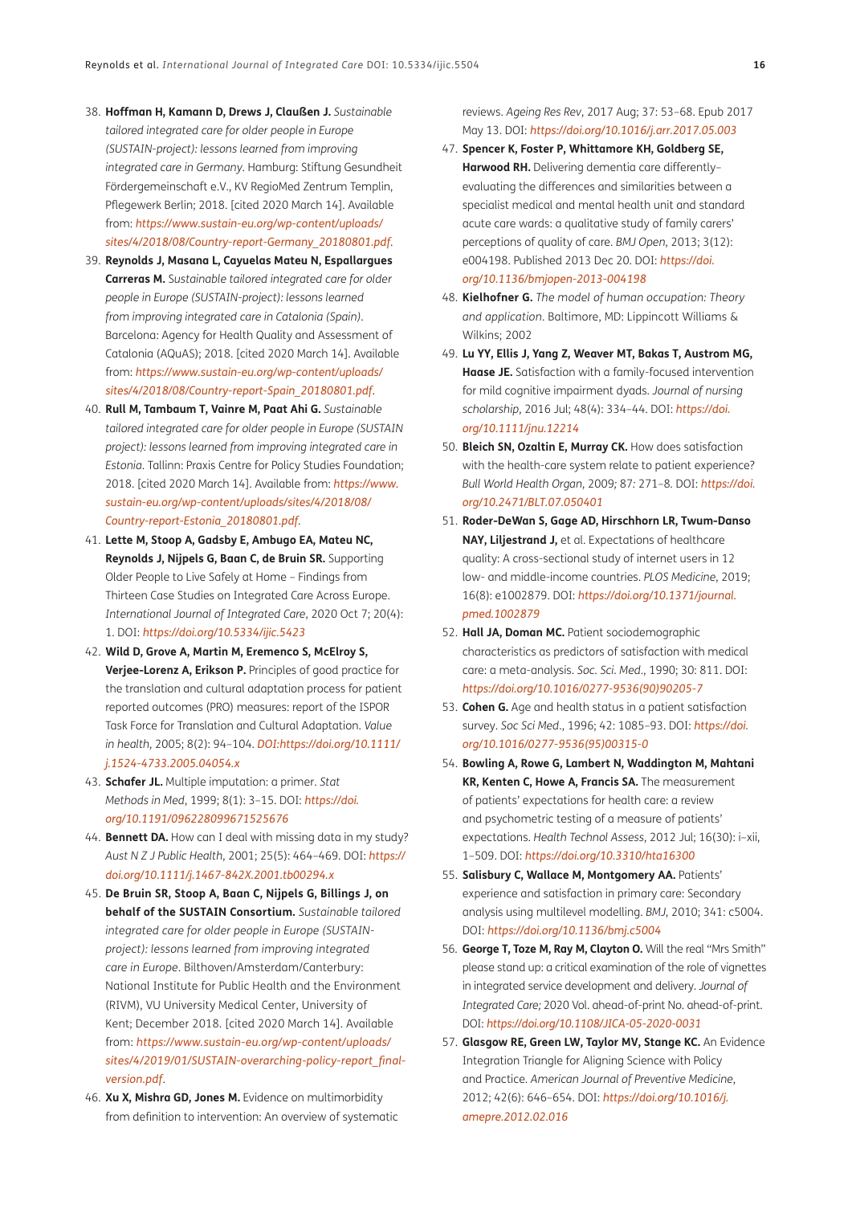38. **Hoffman H, Kamann D, Drews J, Claußen J.** *Sustainable tailored integrated care for older people in Europe (SUSTAIN-project): lessons learned from improving integrated care in Germany*. Hamburg: Stiftung Gesundheit Fördergemeinschaft e.V., KV RegioMed Zentrum Templin, Pflegewerk Berlin; 2018. [cited 2020 March 14]. Available from: *https://www.sustain-eu.org/wp-content/uploads/sites/4/2018/08/Country-report-Germany_20180801.pdf*.
39. **Reynolds J, Masana L, Cayuelas Mateu N, Espallargues Carreras M.** *Sustainable tailored integrated care for older people in Europe (SUSTAIN-project): lessons learned from improving integrated care in Catalonia (Spain)*. Barcelona: Agency for Health Quality and Assessment of Catalonia (AQuAS); 2018. [cited 2020 March 14]. Available from: *https://www.sustain-eu.org/wp-content/uploads/sites/4/2018/08/Country-report-Spain_20180801.pdf*.
40. **Rull M, Tambaum T, Vainre M, Paat Ahi G.** *Sustainable tailored integrated care for older people in Europe (SUSTAIN project): lessons learned from improving integrated care in Estonia*. Tallinn: Praxis Centre for Policy Studies Foundation; 2018. [cited 2020 March 14]. Available from: *https://www.sustain-eu.org/wp-content/uploads/sites/4/2018/08/Country-report-Estonia_20180801.pdf*.
41. **Lette M, Stoop A, Gadsby E, Ambugo EA, Mateu NC, Reynolds J, Nijpels G, Baan C, de Bruin SR.** Supporting Older People to Live Safely at Home – Findings from Thirteen Case Studies on Integrated Care Across Europe. *International Journal of Integrated Care*, 2020 Oct 7; 20(4): 1. DOI: *https://doi.org/10.5334/ijic.5423*
42. **Wild D, Grove A, Martin M, Eremenco S, McElroy S, Verjee-Lorenz A, Erikson P.** Principles of good practice for the translation and cultural adaptation process for patient reported outcomes (PRO) measures: report of the ISPOR Task Force for Translation and Cultural Adaptation. *Value in health*, 2005; 8(2): 94–104. *DOI:https://doi.org/10.1111/j.1524-4733.2005.04054.x*
43. **Schafer JL.** Multiple imputation: a primer. *Stat Methods in Med*, 1999; 8(1): 3–15. DOI: *https://doi.org/10.1191/096228099671525676*
44. **Bennett DA.** How can I deal with missing data in my study? *Aust N Z J Public Health*, 2001; 25(5): 464–469. DOI: *https://doi.org/10.1111/j.1467-842X.2001.tb00294.x*
45. **De Bruin SR, Stoop A, Baan C, Nijpels G, Billings J, on behalf of the SUSTAIN Consortium.** *Sustainable tailored integrated care for older people in Europe (SUSTAIN-project): lessons learned from improving integrated care in Europe*. Bilthoven/Amsterdam/Canterbury: National Institute for Public Health and the Environment (RIVM), VU University Medical Center, University of Kent; December 2018. [cited 2020 March 14]. Available from: *https://www.sustain-eu.org/wp-content/uploads/sites/4/2019/01/SUSTAIN-overarching-policy-report_final-version.pdf*.
46. **Xu X, Mishra GD, Jones M.** Evidence on multimorbidity from definition to intervention: An overview of systematic reviews. *Ageing Res Rev*, 2017 Aug; 37: 53–68. Epub 2017 May 13. DOI: *https://doi.org/10.1016/j.arr.2017.05.003*
47. **Spencer K, Foster P, Whittamore KH, Goldberg SE, Harwood RH.** Delivering dementia care differently–evaluating the differences and similarities between a specialist medical and mental health unit and standard acute care wards: a qualitative study of family carers' perceptions of quality of care. *BMJ Open*, 2013; 3(12): e004198. Published 2013 Dec 20. DOI: *https://doi.org/10.1136/bmjopen-2013-004198*
48. **Kielhofner G.** *The model of human occupation: Theory and application*. Baltimore, MD: Lippincott Williams & Wilkins; 2002
49. **Lu YY, Ellis J, Yang Z, Weaver MT, Bakas T, Austrom MG, Haase JE.** Satisfaction with a family-focused intervention for mild cognitive impairment dyads. *Journal of nursing scholarship*, 2016 Jul; 48(4): 334–44. DOI: *https://doi.org/10.1111/jnu.12214*
50. **Bleich SN, Ozaltin E, Murray CK.** How does satisfaction with the health-care system relate to patient experience? *Bull World Health Organ*, 2009; 87: 271–8. DOI: *https://doi.org/10.2471/BLT.07.050401*
51. **Roder-DeWan S, Gage AD, Hirschhorn LR, Twum-Danso NAY, Liljestrand J,** et al. Expectations of healthcare quality: A cross-sectional study of internet users in 12 low- and middle-income countries. *PLOS Medicine*, 2019; 16(8): e1002879. DOI: *https://doi.org/10.1371/journal.pmed.1002879*
52. **Hall JA, Doman MC.** Patient sociodemographic characteristics as predictors of satisfaction with medical care: a meta-analysis. *Soc. Sci. Med.*, 1990; 30: 811. DOI: *https://doi.org/10.1016/0277-9536(90)90205-7*
53. **Cohen G.** Age and health status in a patient satisfaction survey. *Soc Sci Med.*, 1996; 42: 1085–93. DOI: *https://doi.org/10.1016/0277-9536(95)00315-0*
54. **Bowling A, Rowe G, Lambert N, Waddington M, Mahtani KR, Kenten C, Howe A, Francis SA.** The measurement of patients' expectations for health care: a review and psychometric testing of a measure of patients' expectations. *Health Technol Assess*, 2012 Jul; 16(30): i–xii, 1–509. DOI: *https://doi.org/10.3310/hta16300*
55. **Salisbury C, Wallace M, Montgomery AA.** Patients' experience and satisfaction in primary care: Secondary analysis using multilevel modelling. *BMJ*, 2010; 341: c5004. DOI: *https://doi.org/10.1136/bmj.c5004*
56. **George T, Toze M, Ray M, Clayton O.** Will the real "Mrs Smith" please stand up: a critical examination of the role of vignettes in integrated service development and delivery. *Journal of Integrated Care;* 2020 Vol. ahead-of-print No. ahead-of-print. DOI: *https://doi.org/10.1108/JICA-05-2020-0031*
57. **Glasgow RE, Green LW, Taylor MV, Stange KC.** An Evidence Integration Triangle for Aligning Science with Policy and Practice. *American Journal of Preventive Medicine*, 2012; 42(6): 646–654. DOI: *https://doi.org/10.1016/j.amepre.2012.02.016*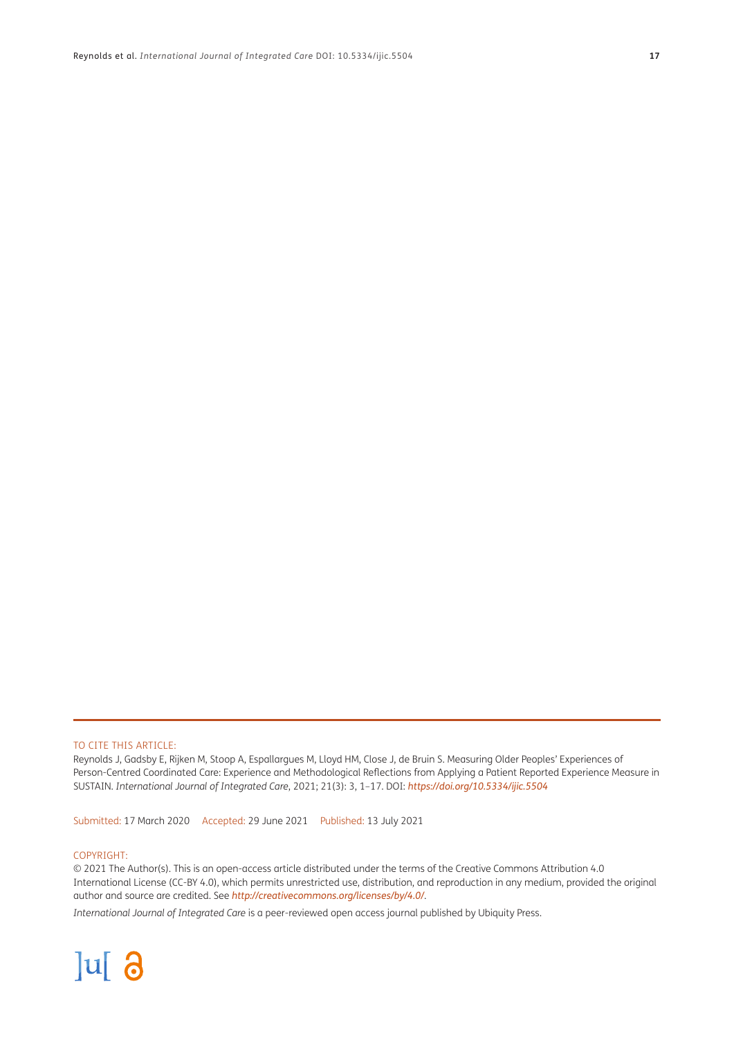TO CITE THIS ARTICLE:

Reynolds J, Gadsby E, Rijken M, Stoop A, Espallargues M, Lloyd HM, Close J, de Bruin S. Measuring Older Peoples' Experiences of Person-Centred Coordinated Care: Experience and Methodological Reflections from Applying a Patient Reported Experience Measure in SUSTAIN. *International Journal of Integrated Care*, 2021; 21(3): 3, 1–17. DOI: *https://doi.org/10.5334/ijic.5504*

Submitted: 17 March 2020 Accepted: 29 June 2021 Published: 13 July 2021

COPYRIGHT:

© 2021 The Author(s). This is an open-access article distributed under the terms of the Creative Commons Attribution 4.0 International License (CC-BY 4.0), which permits unrestricted use, distribution, and reproduction in any medium, provided the original author and source are credited. See *http://creativecommons.org/licenses/by/4.0/*.

*International Journal of Integrated Care* is a peer-reviewed open access journal published by Ubiquity Press.